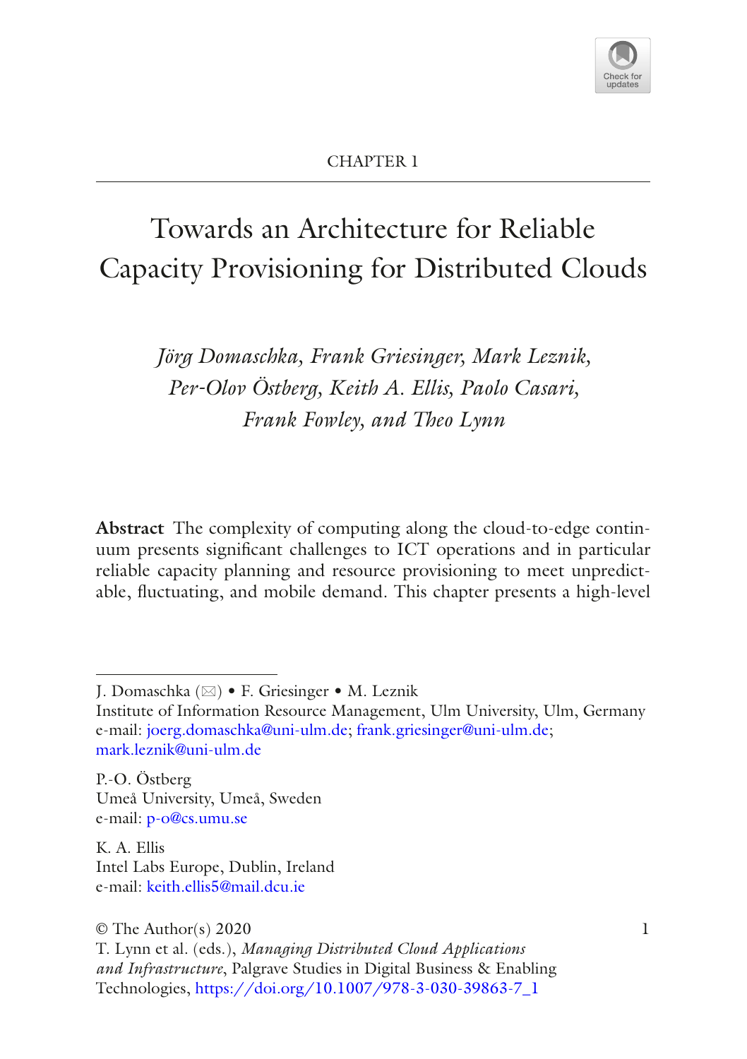CHAPTER 1

# Towards an Architecture for Reliable Capacity Provisioning for Distributed Clouds

*Jörg Domaschka, Frank Griesinger, Mark Leznik, Per-Olov Östberg, Keith A. Ellis, Paolo Casari, Frank Fowley, and Theo Lynn*

**Abstract** The complexity of computing along the cloud-to-edge continuum presents significant challenges to ICT operations and in particular reliable capacity planning and resource provisioning to meet unpredictable, fluctuating, and mobile demand. This chapter presents a high-level

---

J. Domaschka (✉) • F. Griesinger • M. Leznik
Institute of Information Resource Management, Ulm University, Ulm, Germany
e-mail: joerg.domaschka@uni-ulm.de; frank.griesinger@uni-ulm.de; mark.leznik@uni-ulm.de

P.-O. Östberg
Umeå University, Umeå, Sweden
e-mail: p-o@cs.umu.se

K. A. Ellis
Intel Labs Europe, Dublin, Ireland
e-mail: keith.ellis5@mail.dcu.ie

© The Author(s) 2020
T. Lynn et al. (eds.), *Managing Distributed Cloud Applications and Infrastructure*, Palgrave Studies in Digital Business & Enabling Technologies, https://doi.org/10.1007/978-3-030-39863-7_1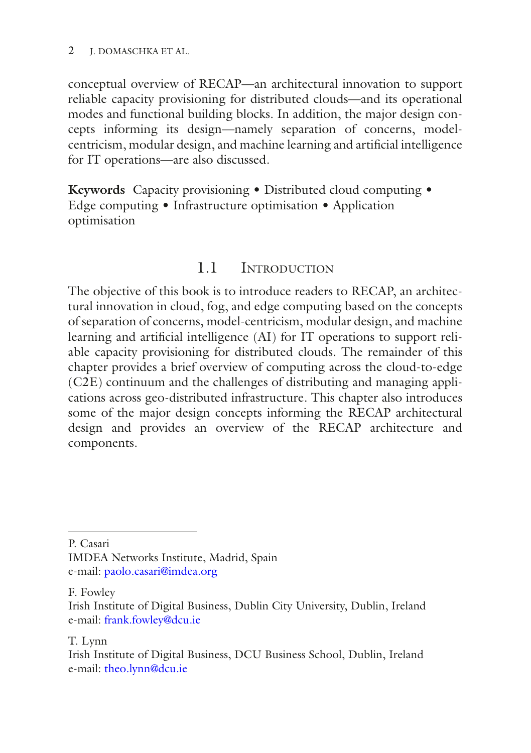conceptual overview of RECAP—an architectural innovation to support reliable capacity provisioning for distributed clouds—and its operational modes and functional building blocks. In addition, the major design concepts informing its design—namely separation of concerns, model-centricism, modular design, and machine learning and artificial intelligence for IT operations—are also discussed.

**Keywords** Capacity provisioning • Distributed cloud computing • Edge computing • Infrastructure optimisation • Application optimisation

## 1.1 Introduction

The objective of this book is to introduce readers to RECAP, an architectural innovation in cloud, fog, and edge computing based on the concepts of separation of concerns, model-centricism, modular design, and machine learning and artificial intelligence (AI) for IT operations to support reliable capacity provisioning for distributed clouds. The remainder of this chapter provides a brief overview of computing across the cloud-to-edge (C2E) continuum and the challenges of distributing and managing applications across geo-distributed infrastructure. This chapter also introduces some of the major design concepts informing the RECAP architectural design and provides an overview of the RECAP architecture and components.

---

P. Casari
IMDEA Networks Institute, Madrid, Spain
e-mail: paolo.casari@imdea.org

F. Fowley
Irish Institute of Digital Business, Dublin City University, Dublin, Ireland
e-mail: frank.fowley@dcu.ie

T. Lynn
Irish Institute of Digital Business, DCU Business School, Dublin, Ireland
e-mail: theo.lynn@dcu.ie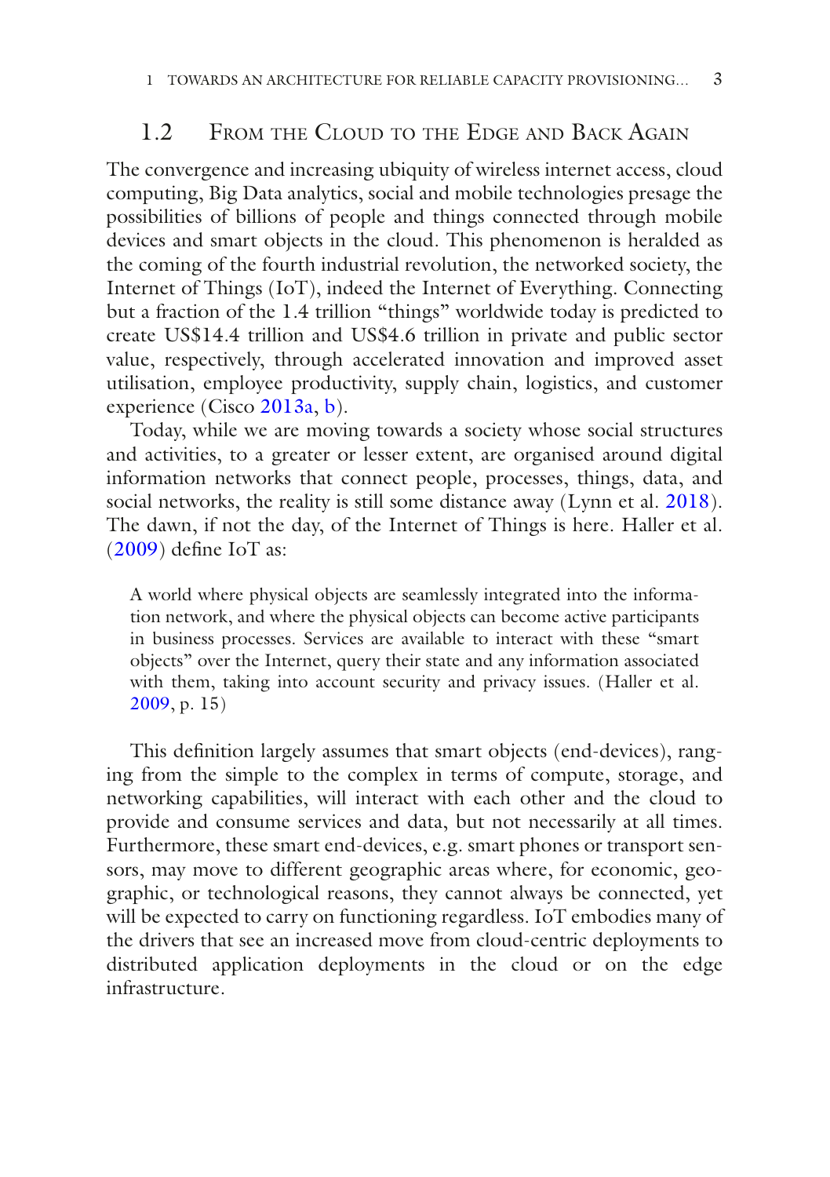## 1.2 From the Cloud to the Edge and Back Again

The convergence and increasing ubiquity of wireless internet access, cloud computing, Big Data analytics, social and mobile technologies presage the possibilities of billions of people and things connected through mobile devices and smart objects in the cloud. This phenomenon is heralded as the coming of the fourth industrial revolution, the networked society, the Internet of Things (IoT), indeed the Internet of Everything. Connecting but a fraction of the 1.4 trillion "things" worldwide today is predicted to create US$14.4 trillion and US$4.6 trillion in private and public sector value, respectively, through accelerated innovation and improved asset utilisation, employee productivity, supply chain, logistics, and customer experience (Cisco 2013a, b).

Today, while we are moving towards a society whose social structures and activities, to a greater or lesser extent, are organised around digital information networks that connect people, processes, things, data, and social networks, the reality is still some distance away (Lynn et al. 2018). The dawn, if not the day, of the Internet of Things is here. Haller et al. (2009) define IoT as:

> A world where physical objects are seamlessly integrated into the information network, and where the physical objects can become active participants in business processes. Services are available to interact with these "smart objects" over the Internet, query their state and any information associated with them, taking into account security and privacy issues. (Haller et al. 2009, p. 15)

This definition largely assumes that smart objects (end-devices), ranging from the simple to the complex in terms of compute, storage, and networking capabilities, will interact with each other and the cloud to provide and consume services and data, but not necessarily at all times. Furthermore, these smart end-devices, e.g. smart phones or transport sensors, may move to different geographic areas where, for economic, geographic, or technological reasons, they cannot always be connected, yet will be expected to carry on functioning regardless. IoT embodies many of the drivers that see an increased move from cloud-centric deployments to distributed application deployments in the cloud or on the edge infrastructure.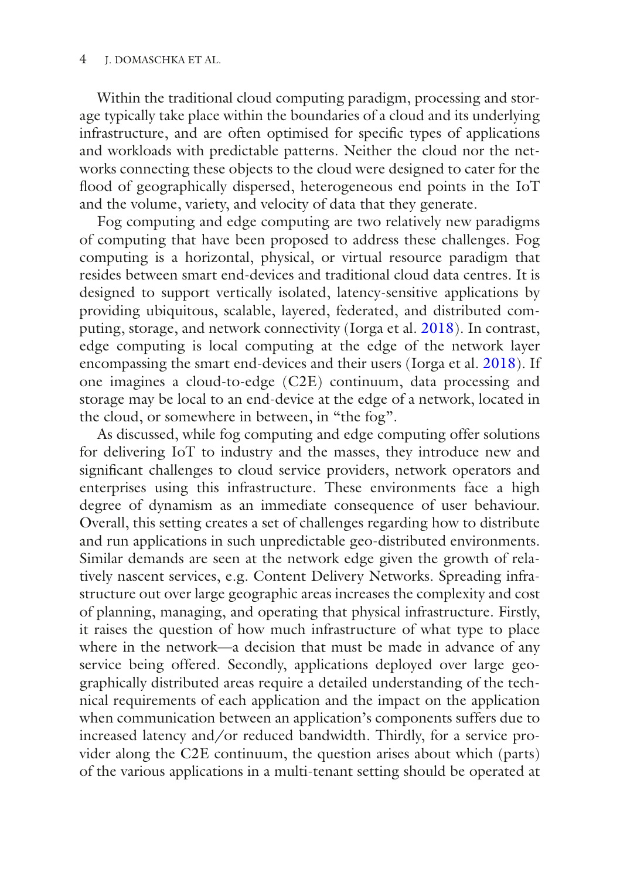Within the traditional cloud computing paradigm, processing and storage typically take place within the boundaries of a cloud and its underlying infrastructure, and are often optimised for specific types of applications and workloads with predictable patterns. Neither the cloud nor the networks connecting these objects to the cloud were designed to cater for the flood of geographically dispersed, heterogeneous end points in the IoT and the volume, variety, and velocity of data that they generate.

Fog computing and edge computing are two relatively new paradigms of computing that have been proposed to address these challenges. Fog computing is a horizontal, physical, or virtual resource paradigm that resides between smart end-devices and traditional cloud data centres. It is designed to support vertically isolated, latency-sensitive applications by providing ubiquitous, scalable, layered, federated, and distributed computing, storage, and network connectivity (Iorga et al. 2018). In contrast, edge computing is local computing at the edge of the network layer encompassing the smart end-devices and their users (Iorga et al. 2018). If one imagines a cloud-to-edge (C2E) continuum, data processing and storage may be local to an end-device at the edge of a network, located in the cloud, or somewhere in between, in "the fog".

As discussed, while fog computing and edge computing offer solutions for delivering IoT to industry and the masses, they introduce new and significant challenges to cloud service providers, network operators and enterprises using this infrastructure. These environments face a high degree of dynamism as an immediate consequence of user behaviour. Overall, this setting creates a set of challenges regarding how to distribute and run applications in such unpredictable geo-distributed environments. Similar demands are seen at the network edge given the growth of relatively nascent services, e.g. Content Delivery Networks. Spreading infrastructure out over large geographic areas increases the complexity and cost of planning, managing, and operating that physical infrastructure. Firstly, it raises the question of how much infrastructure of what type to place where in the network—a decision that must be made in advance of any service being offered. Secondly, applications deployed over large geographically distributed areas require a detailed understanding of the technical requirements of each application and the impact on the application when communication between an application's components suffers due to increased latency and/or reduced bandwidth. Thirdly, for a service provider along the C2E continuum, the question arises about which (parts) of the various applications in a multi-tenant setting should be operated at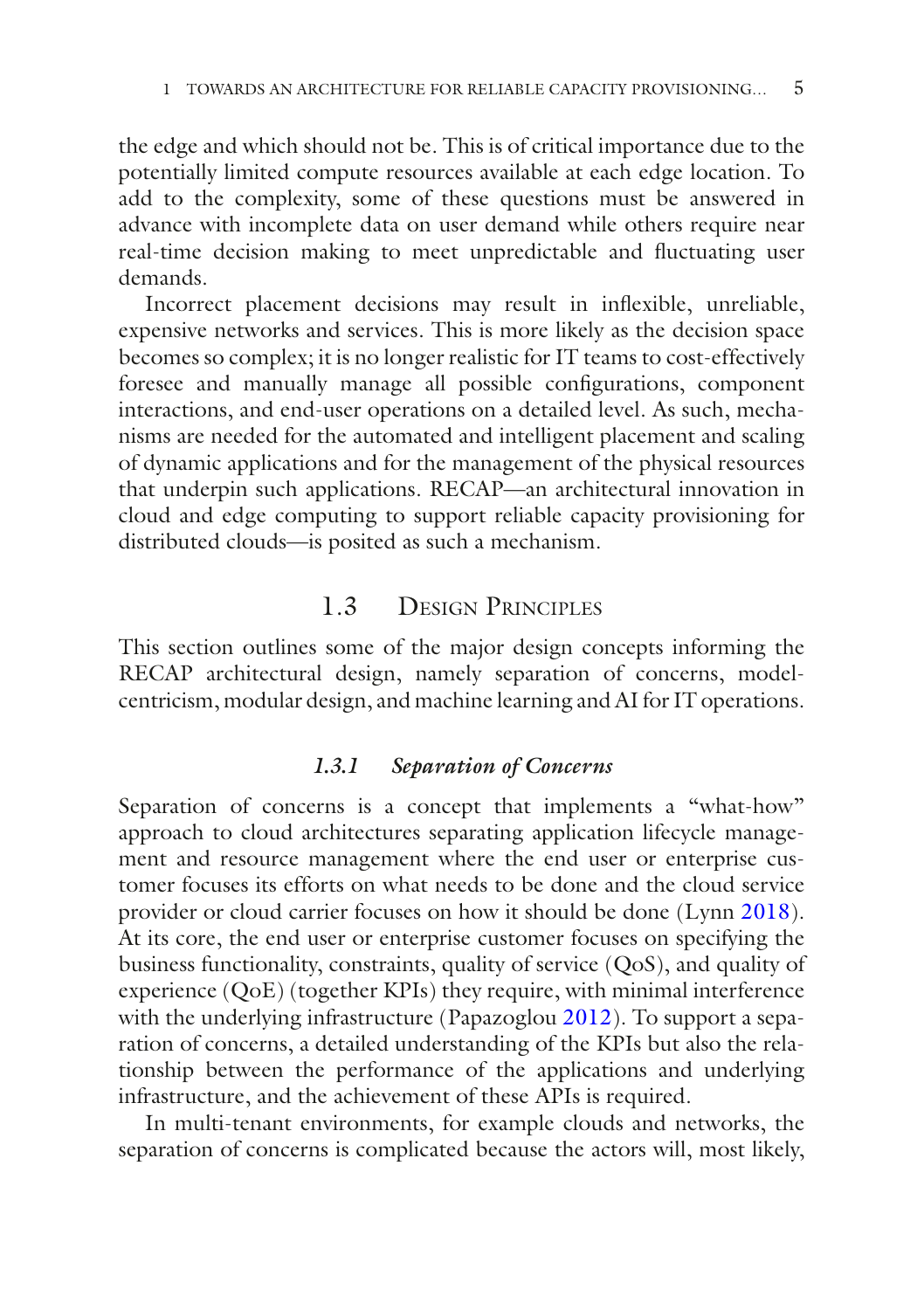the edge and which should not be. This is of critical importance due to the potentially limited compute resources available at each edge location. To add to the complexity, some of these questions must be answered in advance with incomplete data on user demand while others require near real-time decision making to meet unpredictable and fluctuating user demands.

Incorrect placement decisions may result in inflexible, unreliable, expensive networks and services. This is more likely as the decision space becomes so complex; it is no longer realistic for IT teams to cost-effectively foresee and manually manage all possible configurations, component interactions, and end-user operations on a detailed level. As such, mechanisms are needed for the automated and intelligent placement and scaling of dynamic applications and for the management of the physical resources that underpin such applications. RECAP—an architectural innovation in cloud and edge computing to support reliable capacity provisioning for distributed clouds—is posited as such a mechanism.

## 1.3 Design Principles

This section outlines some of the major design concepts informing the RECAP architectural design, namely separation of concerns, model-centricism, modular design, and machine learning and AI for IT operations.

### *1.3.1 Separation of Concerns*

Separation of concerns is a concept that implements a "what-how" approach to cloud architectures separating application lifecycle management and resource management where the end user or enterprise customer focuses its efforts on what needs to be done and the cloud service provider or cloud carrier focuses on how it should be done (Lynn 2018). At its core, the end user or enterprise customer focuses on specifying the business functionality, constraints, quality of service (QoS), and quality of experience (QoE) (together KPIs) they require, with minimal interference with the underlying infrastructure (Papazoglou 2012). To support a separation of concerns, a detailed understanding of the KPIs but also the relationship between the performance of the applications and underlying infrastructure, and the achievement of these APIs is required.

In multi-tenant environments, for example clouds and networks, the separation of concerns is complicated because the actors will, most likely,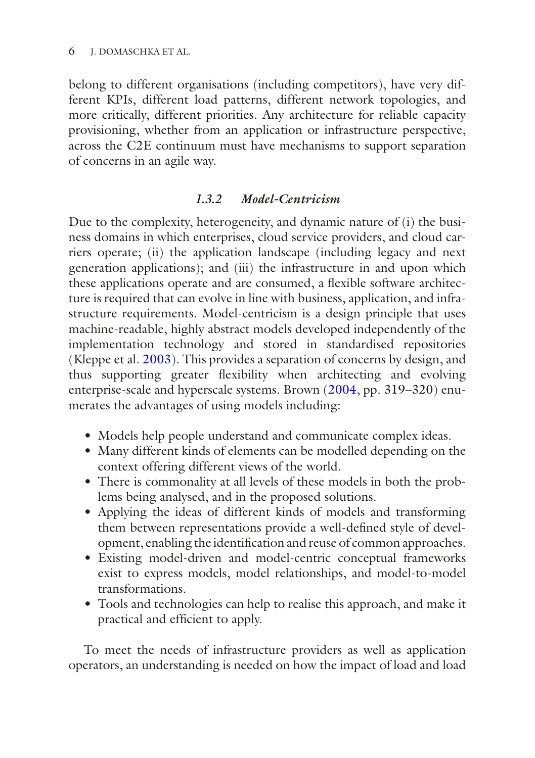belong to different organisations (including competitors), have very different KPIs, different load patterns, different network topologies, and more critically, different priorities. Any architecture for reliable capacity provisioning, whether from an application or infrastructure perspective, across the C2E continuum must have mechanisms to support separation of concerns in an agile way.

### *1.3.2 Model-Centricism*

Due to the complexity, heterogeneity, and dynamic nature of (i) the business domains in which enterprises, cloud service providers, and cloud carriers operate; (ii) the application landscape (including legacy and next generation applications); and (iii) the infrastructure in and upon which these applications operate and are consumed, a flexible software architecture is required that can evolve in line with business, application, and infrastructure requirements. Model-centricism is a design principle that uses machine-readable, highly abstract models developed independently of the implementation technology and stored in standardised repositories (Kleppe et al. 2003). This provides a separation of concerns by design, and thus supporting greater flexibility when architecting and evolving enterprise-scale and hyperscale systems. Brown (2004, pp. 319–320) enumerates the advantages of using models including:

- Models help people understand and communicate complex ideas.
- Many different kinds of elements can be modelled depending on the context offering different views of the world.
- There is commonality at all levels of these models in both the problems being analysed, and in the proposed solutions.
- Applying the ideas of different kinds of models and transforming them between representations provide a well-defined style of development, enabling the identification and reuse of common approaches.
- Existing model-driven and model-centric conceptual frameworks exist to express models, model relationships, and model-to-model transformations.
- Tools and technologies can help to realise this approach, and make it practical and efficient to apply.

To meet the needs of infrastructure providers as well as application operators, an understanding is needed on how the impact of load and load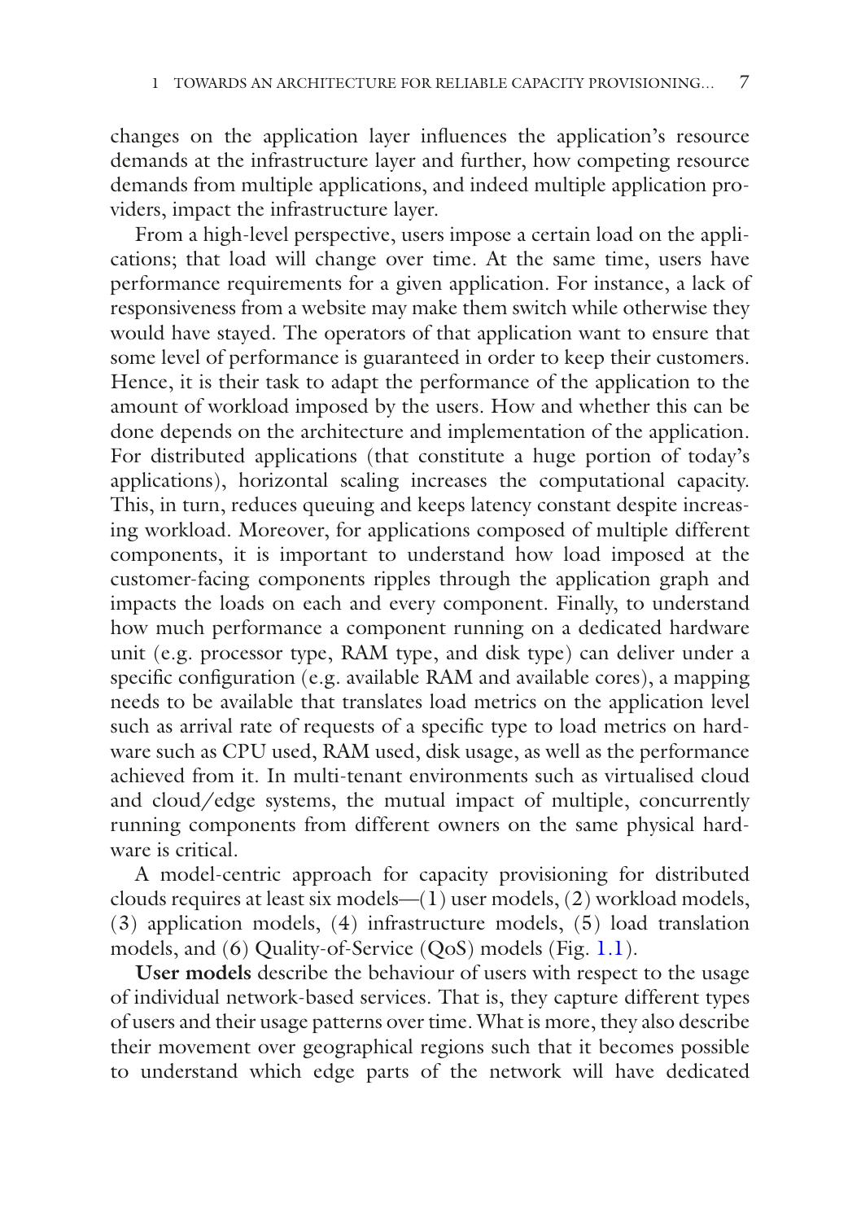changes on the application layer influences the application's resource demands at the infrastructure layer and further, how competing resource demands from multiple applications, and indeed multiple application providers, impact the infrastructure layer.

From a high-level perspective, users impose a certain load on the applications; that load will change over time. At the same time, users have performance requirements for a given application. For instance, a lack of responsiveness from a website may make them switch while otherwise they would have stayed. The operators of that application want to ensure that some level of performance is guaranteed in order to keep their customers. Hence, it is their task to adapt the performance of the application to the amount of workload imposed by the users. How and whether this can be done depends on the architecture and implementation of the application. For distributed applications (that constitute a huge portion of today's applications), horizontal scaling increases the computational capacity. This, in turn, reduces queuing and keeps latency constant despite increasing workload. Moreover, for applications composed of multiple different components, it is important to understand how load imposed at the customer-facing components ripples through the application graph and impacts the loads on each and every component. Finally, to understand how much performance a component running on a dedicated hardware unit (e.g. processor type, RAM type, and disk type) can deliver under a specific configuration (e.g. available RAM and available cores), a mapping needs to be available that translates load metrics on the application level such as arrival rate of requests of a specific type to load metrics on hardware such as CPU used, RAM used, disk usage, as well as the performance achieved from it. In multi-tenant environments such as virtualised cloud and cloud/edge systems, the mutual impact of multiple, concurrently running components from different owners on the same physical hardware is critical.

A model-centric approach for capacity provisioning for distributed clouds requires at least six models—(1) user models, (2) workload models, (3) application models, (4) infrastructure models, (5) load translation models, and (6) Quality-of-Service (QoS) models (Fig. 1.1).

**User models** describe the behaviour of users with respect to the usage of individual network-based services. That is, they capture different types of users and their usage patterns over time. What is more, they also describe their movement over geographical regions such that it becomes possible to understand which edge parts of the network will have dedicated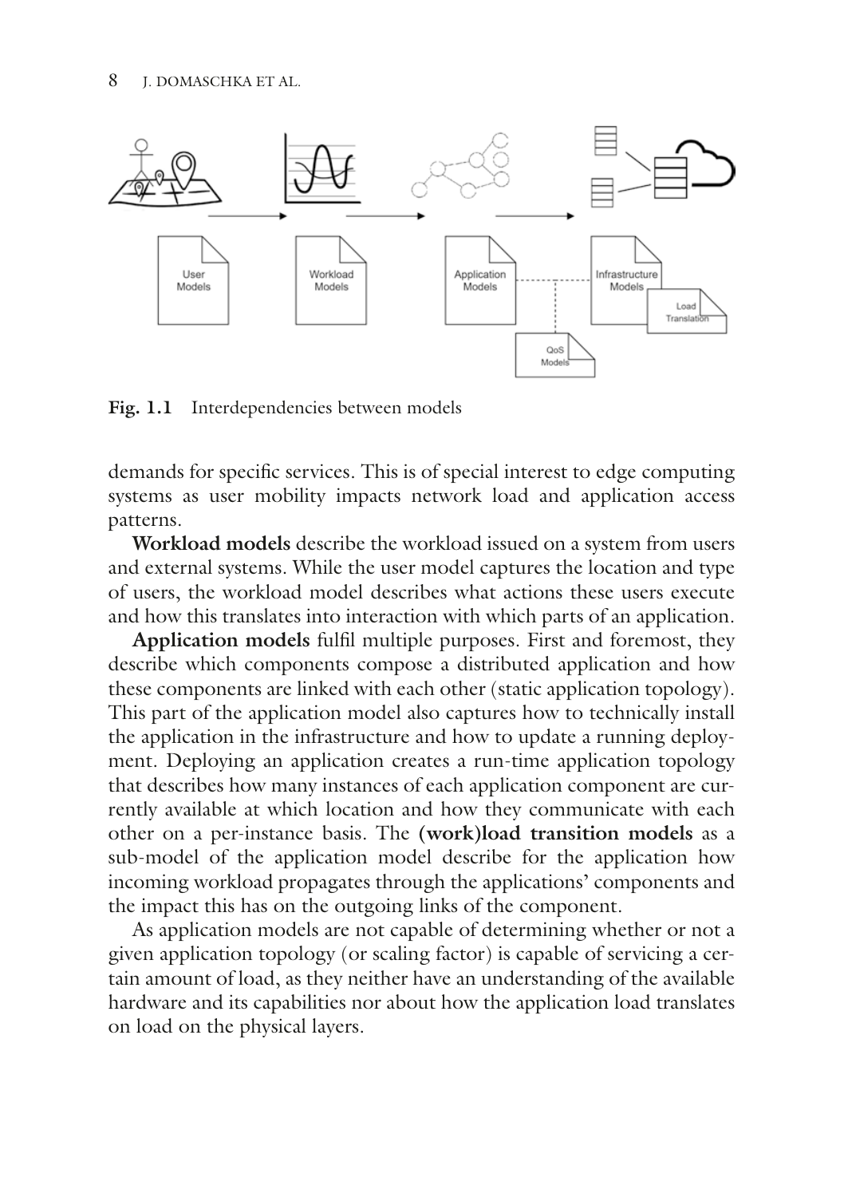**Fig. 1.1** Interdependencies between models

demands for specific services. This is of special interest to edge computing systems as user mobility impacts network load and application access patterns.

**Workload models** describe the workload issued on a system from users and external systems. While the user model captures the location and type of users, the workload model describes what actions these users execute and how this translates into interaction with which parts of an application.

**Application models** fulfil multiple purposes. First and foremost, they describe which components compose a distributed application and how these components are linked with each other (static application topology). This part of the application model also captures how to technically install the application in the infrastructure and how to update a running deployment. Deploying an application creates a run-time application topology that describes how many instances of each application component are currently available at which location and how they communicate with each other on a per-instance basis. The **(work)load transition models** as a sub-model of the application model describe for the application how incoming workload propagates through the applications' components and the impact this has on the outgoing links of the component.

As application models are not capable of determining whether or not a given application topology (or scaling factor) is capable of servicing a certain amount of load, as they neither have an understanding of the available hardware and its capabilities nor about how the application load translates on load on the physical layers.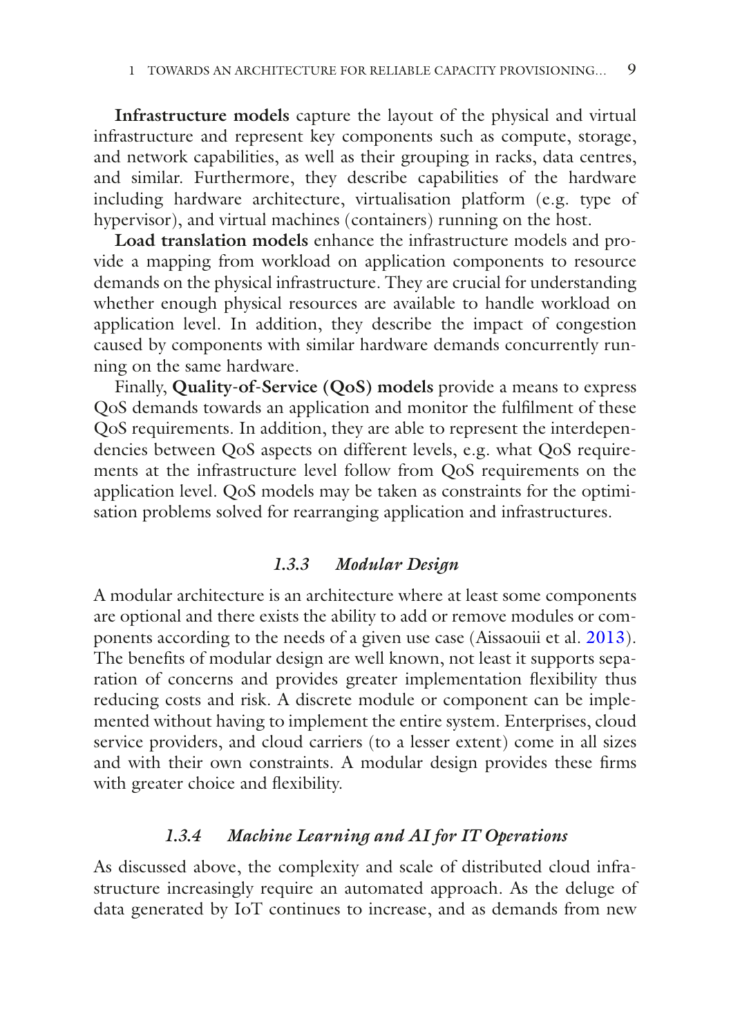**Infrastructure models** capture the layout of the physical and virtual infrastructure and represent key components such as compute, storage, and network capabilities, as well as their grouping in racks, data centres, and similar. Furthermore, they describe capabilities of the hardware including hardware architecture, virtualisation platform (e.g. type of hypervisor), and virtual machines (containers) running on the host.

**Load translation models** enhance the infrastructure models and provide a mapping from workload on application components to resource demands on the physical infrastructure. They are crucial for understanding whether enough physical resources are available to handle workload on application level. In addition, they describe the impact of congestion caused by components with similar hardware demands concurrently running on the same hardware.

Finally, **Quality-of-Service (QoS) models** provide a means to express QoS demands towards an application and monitor the fulfilment of these QoS requirements. In addition, they are able to represent the interdependencies between QoS aspects on different levels, e.g. what QoS requirements at the infrastructure level follow from QoS requirements on the application level. QoS models may be taken as constraints for the optimisation problems solved for rearranging application and infrastructures.

### *1.3.3 Modular Design*

A modular architecture is an architecture where at least some components are optional and there exists the ability to add or remove modules or components according to the needs of a given use case (Aissaouii et al. 2013). The benefits of modular design are well known, not least it supports separation of concerns and provides greater implementation flexibility thus reducing costs and risk. A discrete module or component can be implemented without having to implement the entire system. Enterprises, cloud service providers, and cloud carriers (to a lesser extent) come in all sizes and with their own constraints. A modular design provides these firms with greater choice and flexibility.

### *1.3.4 Machine Learning and AI for IT Operations*

As discussed above, the complexity and scale of distributed cloud infrastructure increasingly require an automated approach. As the deluge of data generated by IoT continues to increase, and as demands from new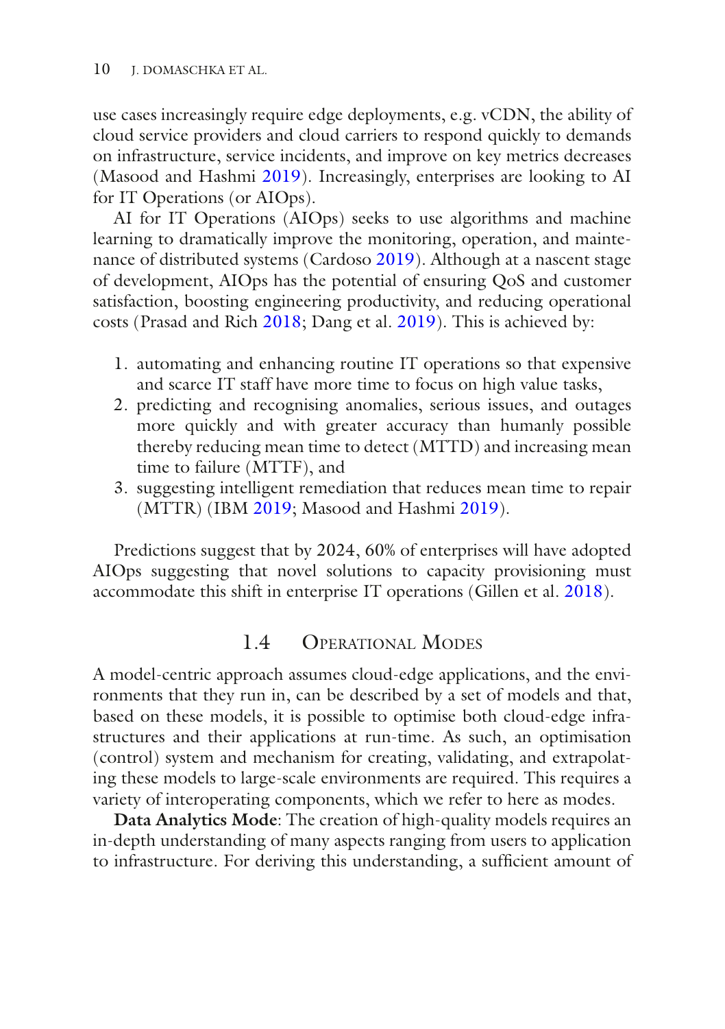use cases increasingly require edge deployments, e.g. vCDN, the ability of cloud service providers and cloud carriers to respond quickly to demands on infrastructure, service incidents, and improve on key metrics decreases (Masood and Hashmi 2019). Increasingly, enterprises are looking to AI for IT Operations (or AIOps).

AI for IT Operations (AIOps) seeks to use algorithms and machine learning to dramatically improve the monitoring, operation, and maintenance of distributed systems (Cardoso 2019). Although at a nascent stage of development, AIOps has the potential of ensuring QoS and customer satisfaction, boosting engineering productivity, and reducing operational costs (Prasad and Rich 2018; Dang et al. 2019). This is achieved by:

1. automating and enhancing routine IT operations so that expensive and scarce IT staff have more time to focus on high value tasks,
2. predicting and recognising anomalies, serious issues, and outages more quickly and with greater accuracy than humanly possible thereby reducing mean time to detect (MTTD) and increasing mean time to failure (MTTF), and
3. suggesting intelligent remediation that reduces mean time to repair (MTTR) (IBM 2019; Masood and Hashmi 2019).

Predictions suggest that by 2024, 60% of enterprises will have adopted AIOps suggesting that novel solutions to capacity provisioning must accommodate this shift in enterprise IT operations (Gillen et al. 2018).

## 1.4 Operational Modes

A model-centric approach assumes cloud-edge applications, and the environments that they run in, can be described by a set of models and that, based on these models, it is possible to optimise both cloud-edge infrastructures and their applications at run-time. As such, an optimisation (control) system and mechanism for creating, validating, and extrapolating these models to large-scale environments are required. This requires a variety of interoperating components, which we refer to here as modes.

**Data Analytics Mode**: The creation of high-quality models requires an in-depth understanding of many aspects ranging from users to application to infrastructure. For deriving this understanding, a sufficient amount of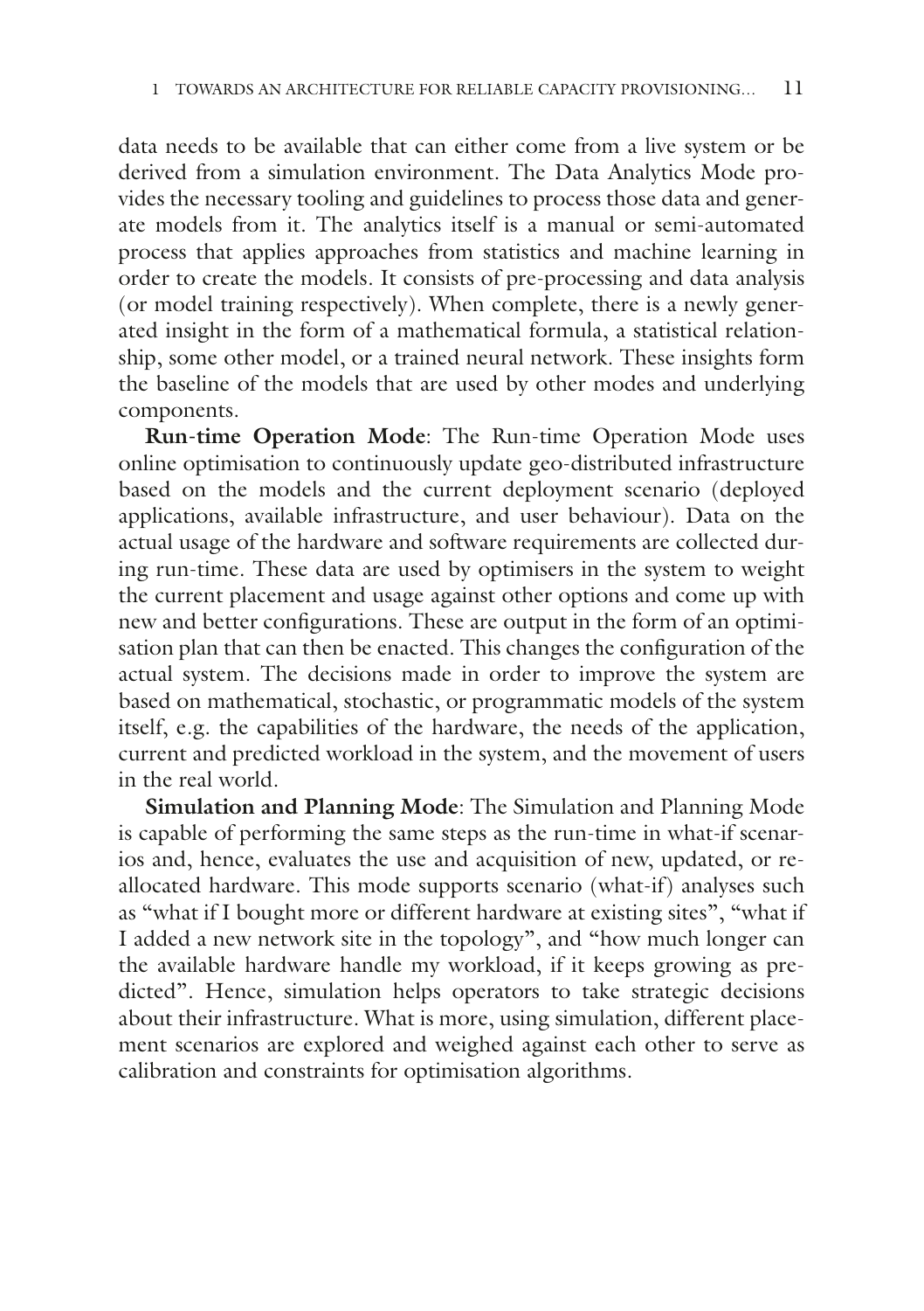data needs to be available that can either come from a live system or be derived from a simulation environment. The Data Analytics Mode provides the necessary tooling and guidelines to process those data and generate models from it. The analytics itself is a manual or semi-automated process that applies approaches from statistics and machine learning in order to create the models. It consists of pre-processing and data analysis (or model training respectively). When complete, there is a newly generated insight in the form of a mathematical formula, a statistical relationship, some other model, or a trained neural network. These insights form the baseline of the models that are used by other modes and underlying components.

**Run-time Operation Mode**: The Run-time Operation Mode uses online optimisation to continuously update geo-distributed infrastructure based on the models and the current deployment scenario (deployed applications, available infrastructure, and user behaviour). Data on the actual usage of the hardware and software requirements are collected during run-time. These data are used by optimisers in the system to weight the current placement and usage against other options and come up with new and better configurations. These are output in the form of an optimisation plan that can then be enacted. This changes the configuration of the actual system. The decisions made in order to improve the system are based on mathematical, stochastic, or programmatic models of the system itself, e.g. the capabilities of the hardware, the needs of the application, current and predicted workload in the system, and the movement of users in the real world.

**Simulation and Planning Mode**: The Simulation and Planning Mode is capable of performing the same steps as the run-time in what-if scenarios and, hence, evaluates the use and acquisition of new, updated, or re-allocated hardware. This mode supports scenario (what-if) analyses such as "what if I bought more or different hardware at existing sites", "what if I added a new network site in the topology", and "how much longer can the available hardware handle my workload, if it keeps growing as predicted". Hence, simulation helps operators to take strategic decisions about their infrastructure. What is more, using simulation, different placement scenarios are explored and weighed against each other to serve as calibration and constraints for optimisation algorithms.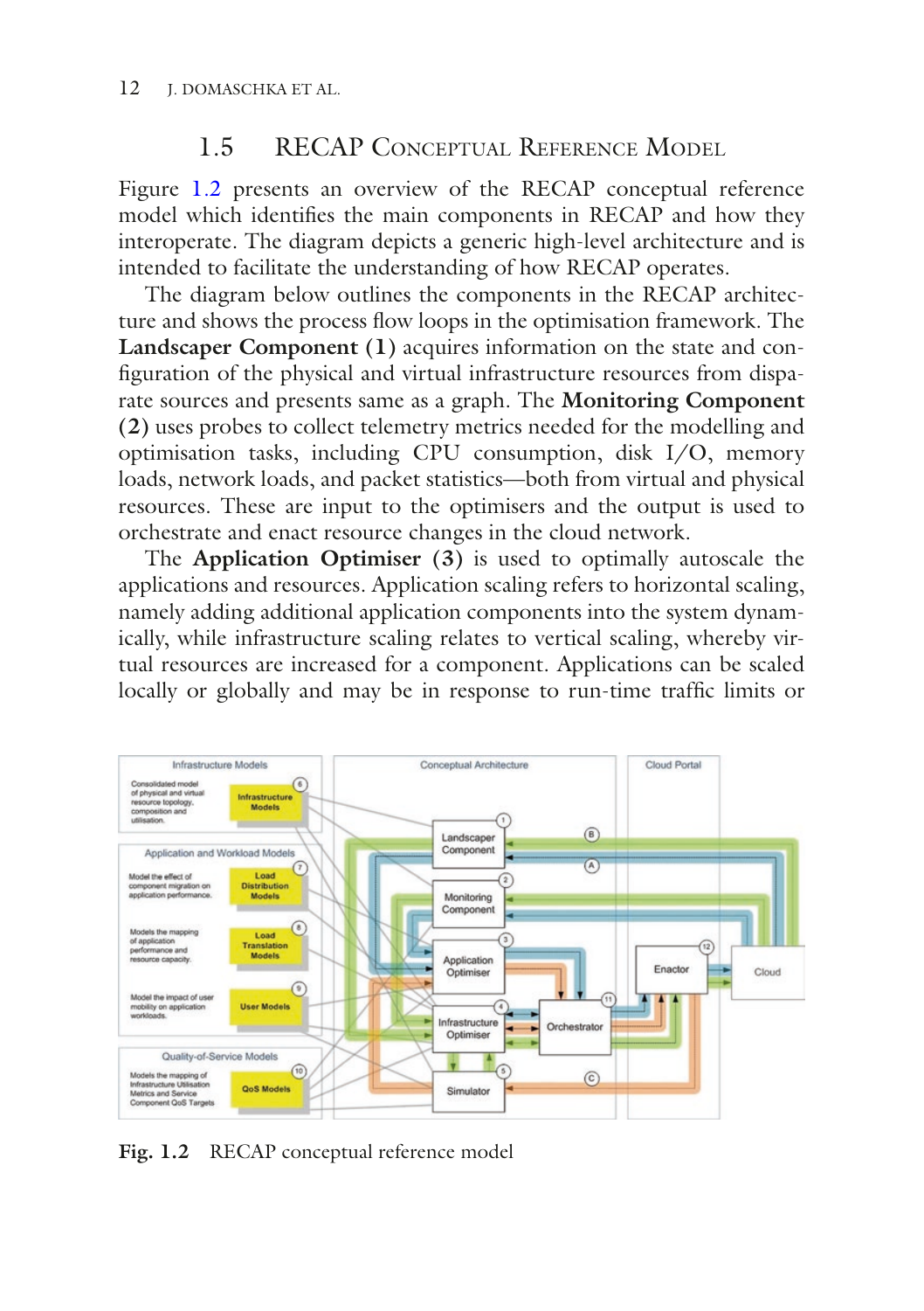## 1.5 RECAP Conceptual Reference Model

Figure 1.2 presents an overview of the RECAP conceptual reference model which identifies the main components in RECAP and how they interoperate. The diagram depicts a generic high-level architecture and is intended to facilitate the understanding of how RECAP operates.

The diagram below outlines the components in the RECAP architecture and shows the process flow loops in the optimisation framework. The **Landscaper Component (1)** acquires information on the state and configuration of the physical and virtual infrastructure resources from disparate sources and presents same as a graph. The **Monitoring Component (2)** uses probes to collect telemetry metrics needed for the modelling and optimisation tasks, including CPU consumption, disk I/O, memory loads, network loads, and packet statistics—both from virtual and physical resources. These are input to the optimisers and the output is used to orchestrate and enact resource changes in the cloud network.

The **Application Optimiser (3)** is used to optimally autoscale the applications and resources. Application scaling refers to horizontal scaling, namely adding additional application components into the system dynamically, while infrastructure scaling relates to vertical scaling, whereby virtual resources are increased for a component. Applications can be scaled locally or globally and may be in response to run-time traffic limits or

**Fig. 1.2** RECAP conceptual reference model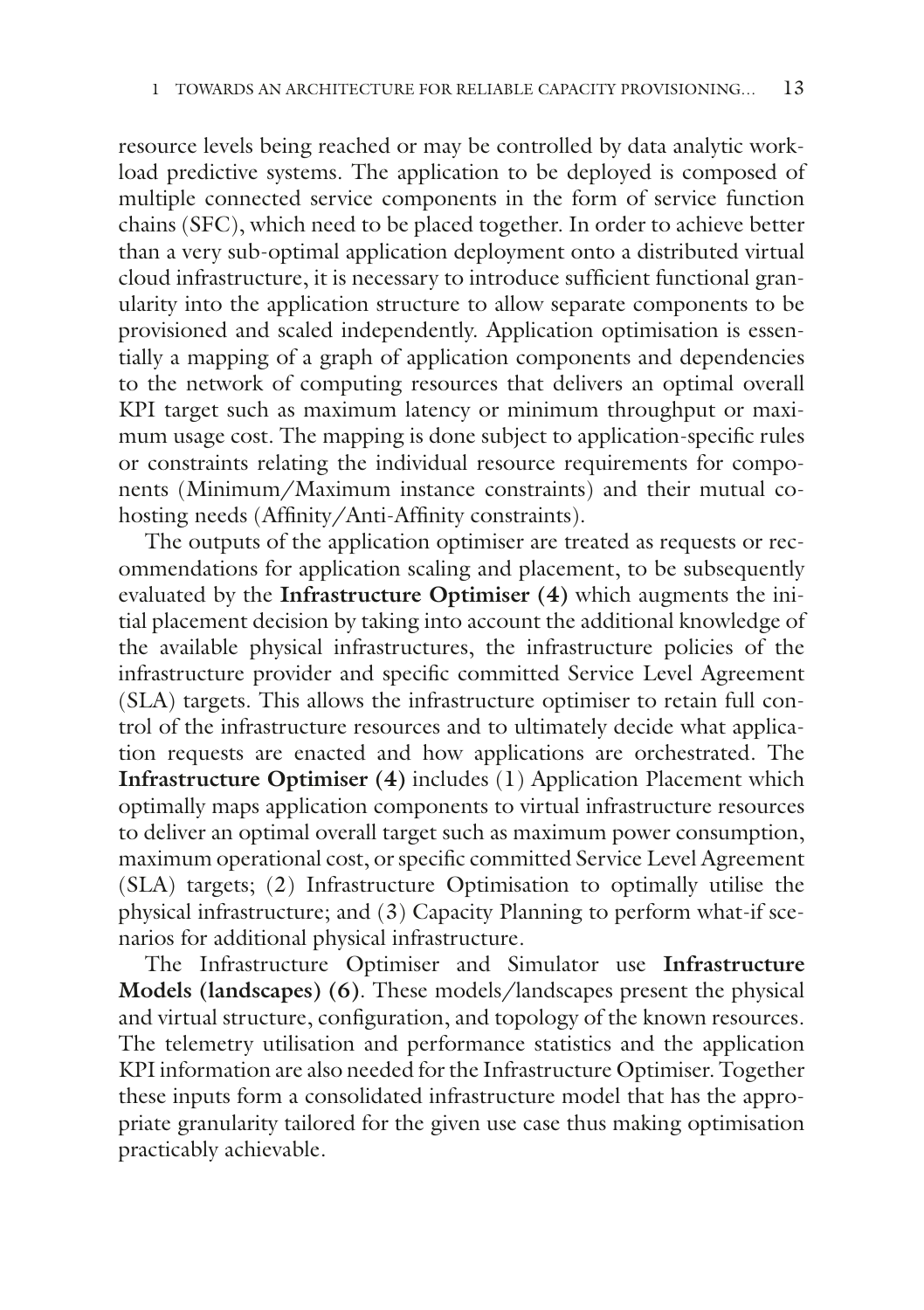resource levels being reached or may be controlled by data analytic workload predictive systems. The application to be deployed is composed of multiple connected service components in the form of service function chains (SFC), which need to be placed together. In order to achieve better than a very sub-optimal application deployment onto a distributed virtual cloud infrastructure, it is necessary to introduce sufficient functional granularity into the application structure to allow separate components to be provisioned and scaled independently. Application optimisation is essentially a mapping of a graph of application components and dependencies to the network of computing resources that delivers an optimal overall KPI target such as maximum latency or minimum throughput or maximum usage cost. The mapping is done subject to application-specific rules or constraints relating the individual resource requirements for components (Minimum/Maximum instance constraints) and their mutual co-hosting needs (Affinity/Anti-Affinity constraints).

The outputs of the application optimiser are treated as requests or recommendations for application scaling and placement, to be subsequently evaluated by the **Infrastructure Optimiser (4)** which augments the initial placement decision by taking into account the additional knowledge of the available physical infrastructures, the infrastructure policies of the infrastructure provider and specific committed Service Level Agreement (SLA) targets. This allows the infrastructure optimiser to retain full control of the infrastructure resources and to ultimately decide what application requests are enacted and how applications are orchestrated. The **Infrastructure Optimiser (4)** includes (1) Application Placement which optimally maps application components to virtual infrastructure resources to deliver an optimal overall target such as maximum power consumption, maximum operational cost, or specific committed Service Level Agreement (SLA) targets; (2) Infrastructure Optimisation to optimally utilise the physical infrastructure; and (3) Capacity Planning to perform what-if scenarios for additional physical infrastructure.

The Infrastructure Optimiser and Simulator use **Infrastructure Models (landscapes) (6)**. These models/landscapes present the physical and virtual structure, configuration, and topology of the known resources. The telemetry utilisation and performance statistics and the application KPI information are also needed for the Infrastructure Optimiser. Together these inputs form a consolidated infrastructure model that has the appropriate granularity tailored for the given use case thus making optimisation practicably achievable.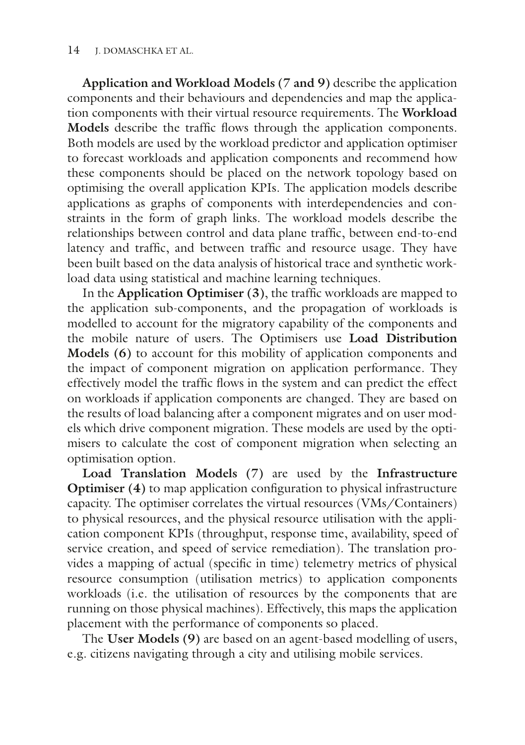**Application and Workload Models (7 and 9)** describe the application components and their behaviours and dependencies and map the application components with their virtual resource requirements. The **Workload Models** describe the traffic flows through the application components. Both models are used by the workload predictor and application optimiser to forecast workloads and application components and recommend how these components should be placed on the network topology based on optimising the overall application KPIs. The application models describe applications as graphs of components with interdependencies and constraints in the form of graph links. The workload models describe the relationships between control and data plane traffic, between end-to-end latency and traffic, and between traffic and resource usage. They have been built based on the data analysis of historical trace and synthetic workload data using statistical and machine learning techniques.

In the **Application Optimiser (3)**, the traffic workloads are mapped to the application sub-components, and the propagation of workloads is modelled to account for the migratory capability of the components and the mobile nature of users. The Optimisers use **Load Distribution Models (6)** to account for this mobility of application components and the impact of component migration on application performance. They effectively model the traffic flows in the system and can predict the effect on workloads if application components are changed. They are based on the results of load balancing after a component migrates and on user models which drive component migration. These models are used by the optimisers to calculate the cost of component migration when selecting an optimisation option.

**Load Translation Models (7)** are used by the **Infrastructure Optimiser (4)** to map application configuration to physical infrastructure capacity. The optimiser correlates the virtual resources (VMs/Containers) to physical resources, and the physical resource utilisation with the application component KPIs (throughput, response time, availability, speed of service creation, and speed of service remediation). The translation provides a mapping of actual (specific in time) telemetry metrics of physical resource consumption (utilisation metrics) to application components workloads (i.e. the utilisation of resources by the components that are running on those physical machines). Effectively, this maps the application placement with the performance of components so placed.

The **User Models (9)** are based on an agent-based modelling of users, e.g. citizens navigating through a city and utilising mobile services.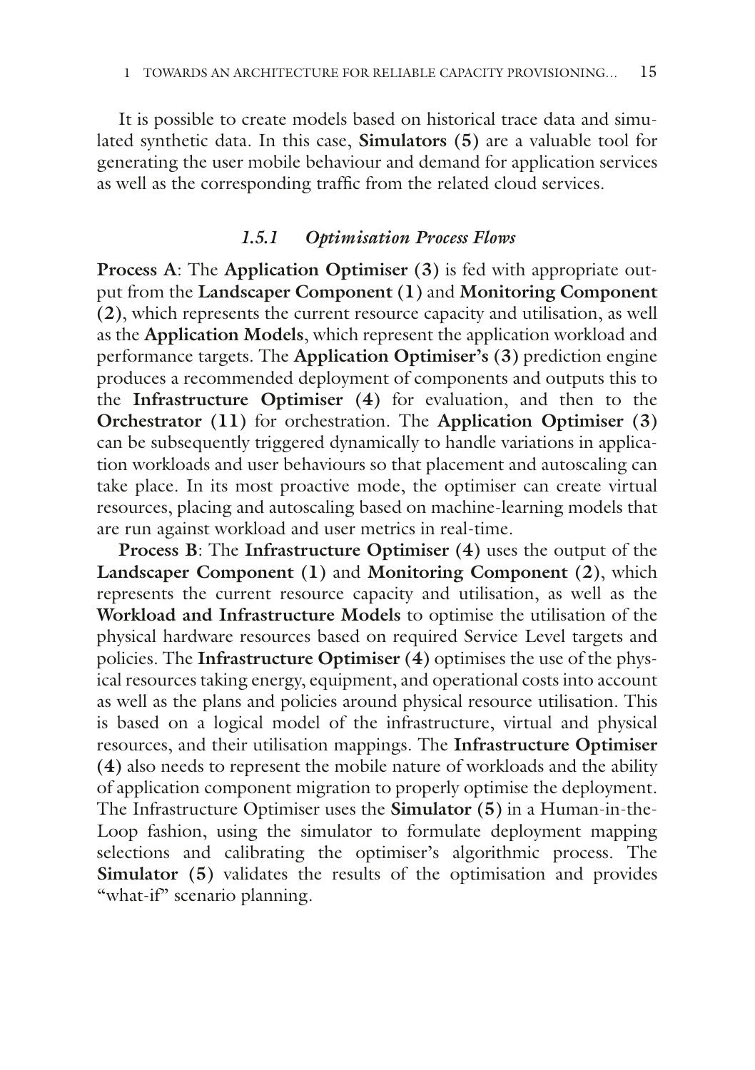It is possible to create models based on historical trace data and simulated synthetic data. In this case, **Simulators (5)** are a valuable tool for generating the user mobile behaviour and demand for application services as well as the corresponding traffic from the related cloud services.

### *1.5.1 Optimisation Process Flows*

**Process A**: The **Application Optimiser (3)** is fed with appropriate output from the **Landscaper Component (1)** and **Monitoring Component (2)**, which represents the current resource capacity and utilisation, as well as the **Application Models**, which represent the application workload and performance targets. The **Application Optimiser's (3)** prediction engine produces a recommended deployment of components and outputs this to the **Infrastructure Optimiser (4)** for evaluation, and then to the **Orchestrator (11)** for orchestration. The **Application Optimiser (3)** can be subsequently triggered dynamically to handle variations in application workloads and user behaviours so that placement and autoscaling can take place. In its most proactive mode, the optimiser can create virtual resources, placing and autoscaling based on machine-learning models that are run against workload and user metrics in real-time.

**Process B**: The **Infrastructure Optimiser (4)** uses the output of the **Landscaper Component (1)** and **Monitoring Component (2)**, which represents the current resource capacity and utilisation, as well as the **Workload and Infrastructure Models** to optimise the utilisation of the physical hardware resources based on required Service Level targets and policies. The **Infrastructure Optimiser (4)** optimises the use of the physical resources taking energy, equipment, and operational costs into account as well as the plans and policies around physical resource utilisation. This is based on a logical model of the infrastructure, virtual and physical resources, and their utilisation mappings. The **Infrastructure Optimiser (4)** also needs to represent the mobile nature of workloads and the ability of application component migration to properly optimise the deployment. The Infrastructure Optimiser uses the **Simulator (5)** in a Human-in-the-Loop fashion, using the simulator to formulate deployment mapping selections and calibrating the optimiser's algorithmic process. The **Simulator (5)** validates the results of the optimisation and provides "what-if" scenario planning.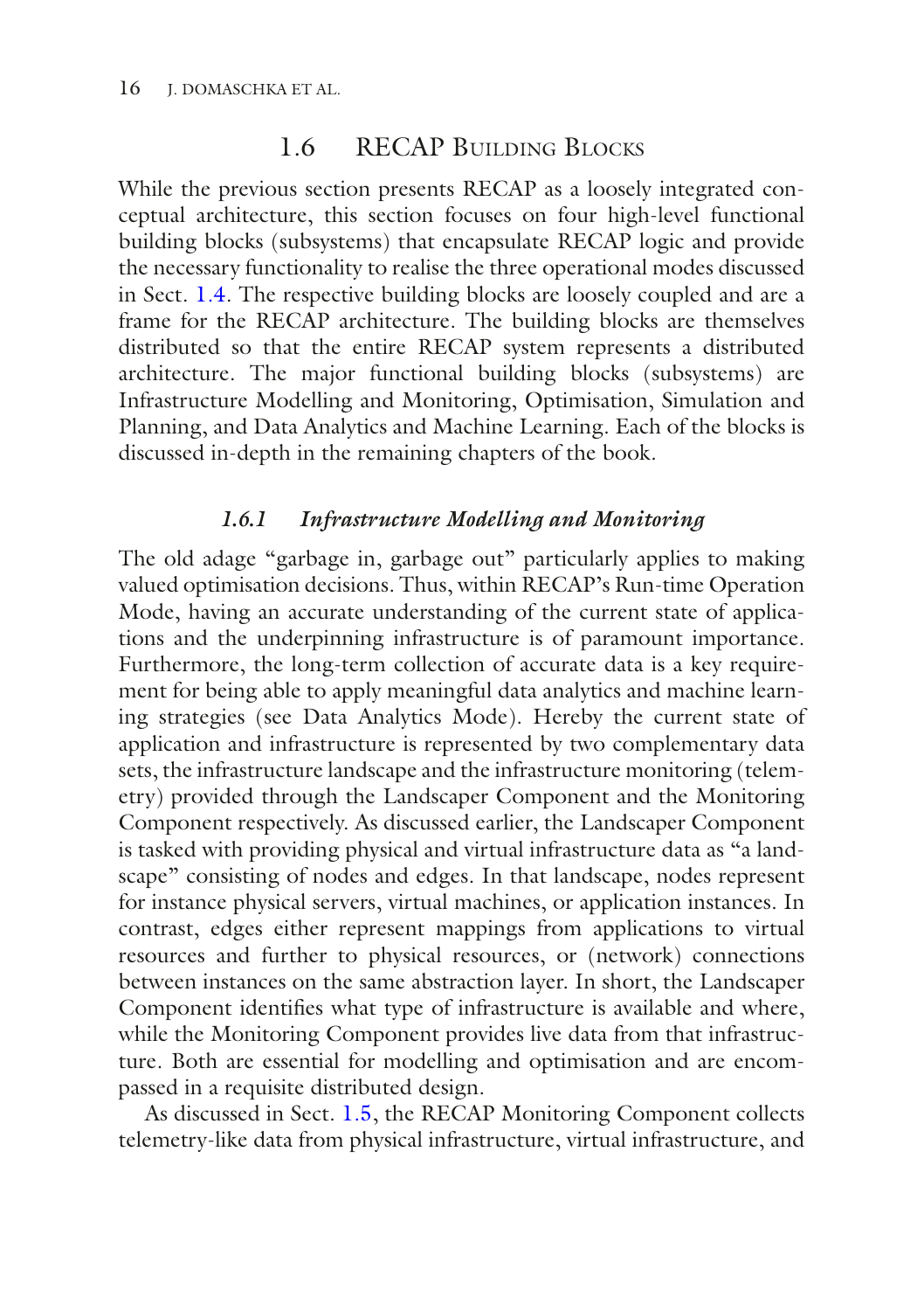## 1.6 RECAP Building Blocks

While the previous section presents RECAP as a loosely integrated conceptual architecture, this section focuses on four high-level functional building blocks (subsystems) that encapsulate RECAP logic and provide the necessary functionality to realise the three operational modes discussed in Sect. 1.4. The respective building blocks are loosely coupled and are a frame for the RECAP architecture. The building blocks are themselves distributed so that the entire RECAP system represents a distributed architecture. The major functional building blocks (subsystems) are Infrastructure Modelling and Monitoring, Optimisation, Simulation and Planning, and Data Analytics and Machine Learning. Each of the blocks is discussed in-depth in the remaining chapters of the book.

### *1.6.1 Infrastructure Modelling and Monitoring*

The old adage "garbage in, garbage out" particularly applies to making valued optimisation decisions. Thus, within RECAP's Run-time Operation Mode, having an accurate understanding of the current state of applications and the underpinning infrastructure is of paramount importance. Furthermore, the long-term collection of accurate data is a key requirement for being able to apply meaningful data analytics and machine learning strategies (see Data Analytics Mode). Hereby the current state of application and infrastructure is represented by two complementary data sets, the infrastructure landscape and the infrastructure monitoring (telemetry) provided through the Landscaper Component and the Monitoring Component respectively. As discussed earlier, the Landscaper Component is tasked with providing physical and virtual infrastructure data as "a landscape" consisting of nodes and edges. In that landscape, nodes represent for instance physical servers, virtual machines, or application instances. In contrast, edges either represent mappings from applications to virtual resources and further to physical resources, or (network) connections between instances on the same abstraction layer. In short, the Landscaper Component identifies what type of infrastructure is available and where, while the Monitoring Component provides live data from that infrastructure. Both are essential for modelling and optimisation and are encompassed in a requisite distributed design.

As discussed in Sect. 1.5, the RECAP Monitoring Component collects telemetry-like data from physical infrastructure, virtual infrastructure, and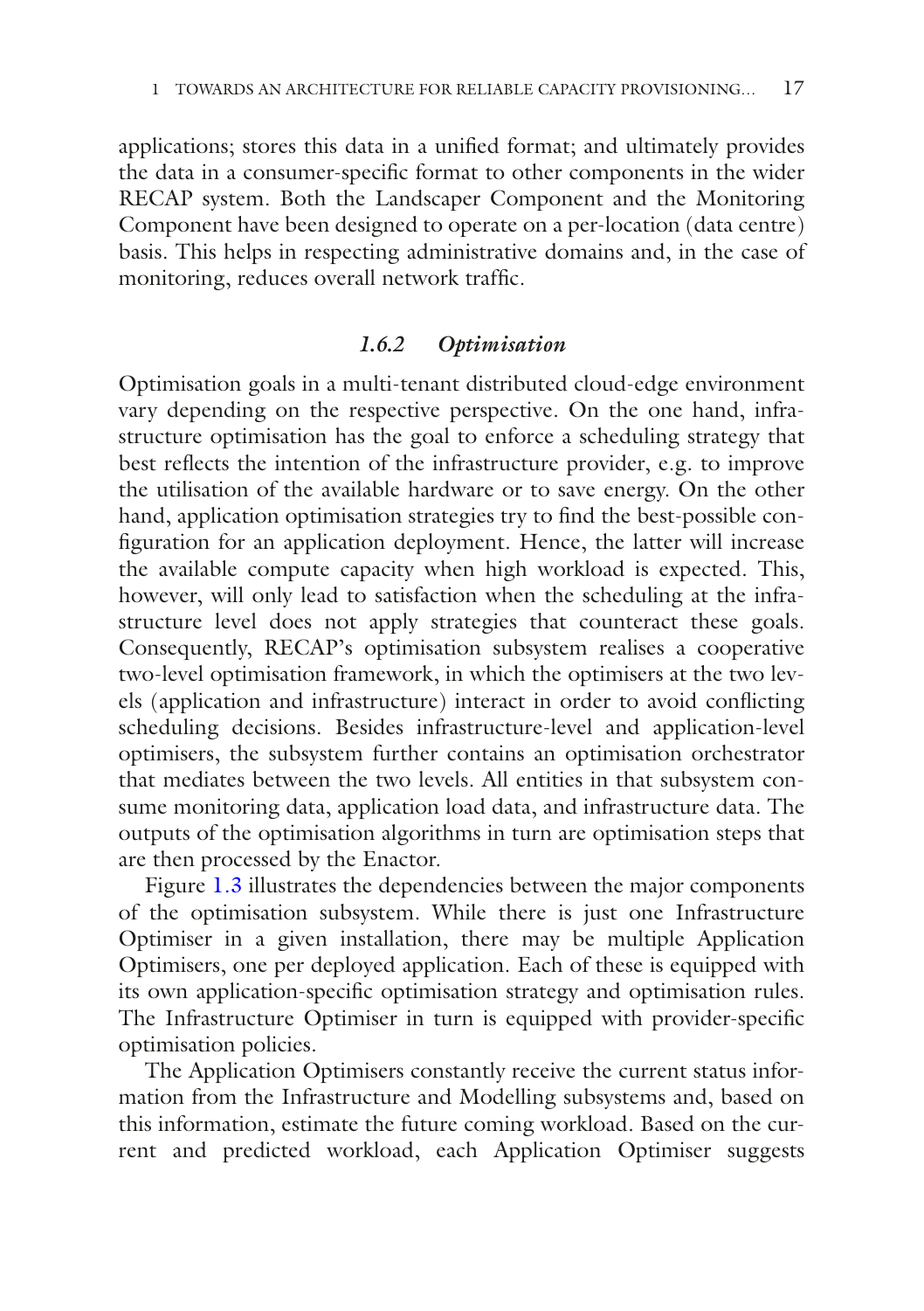applications; stores this data in a unified format; and ultimately provides the data in a consumer-specific format to other components in the wider RECAP system. Both the Landscaper Component and the Monitoring Component have been designed to operate on a per-location (data centre) basis. This helps in respecting administrative domains and, in the case of monitoring, reduces overall network traffic.

### *1.6.2 Optimisation*

Optimisation goals in a multi-tenant distributed cloud-edge environment vary depending on the respective perspective. On the one hand, infrastructure optimisation has the goal to enforce a scheduling strategy that best reflects the intention of the infrastructure provider, e.g. to improve the utilisation of the available hardware or to save energy. On the other hand, application optimisation strategies try to find the best-possible configuration for an application deployment. Hence, the latter will increase the available compute capacity when high workload is expected. This, however, will only lead to satisfaction when the scheduling at the infrastructure level does not apply strategies that counteract these goals. Consequently, RECAP's optimisation subsystem realises a cooperative two-level optimisation framework, in which the optimisers at the two levels (application and infrastructure) interact in order to avoid conflicting scheduling decisions. Besides infrastructure-level and application-level optimisers, the subsystem further contains an optimisation orchestrator that mediates between the two levels. All entities in that subsystem consume monitoring data, application load data, and infrastructure data. The outputs of the optimisation algorithms in turn are optimisation steps that are then processed by the Enactor.

Figure 1.3 illustrates the dependencies between the major components of the optimisation subsystem. While there is just one Infrastructure Optimiser in a given installation, there may be multiple Application Optimisers, one per deployed application. Each of these is equipped with its own application-specific optimisation strategy and optimisation rules. The Infrastructure Optimiser in turn is equipped with provider-specific optimisation policies.

The Application Optimisers constantly receive the current status information from the Infrastructure and Modelling subsystems and, based on this information, estimate the future coming workload. Based on the current and predicted workload, each Application Optimiser suggests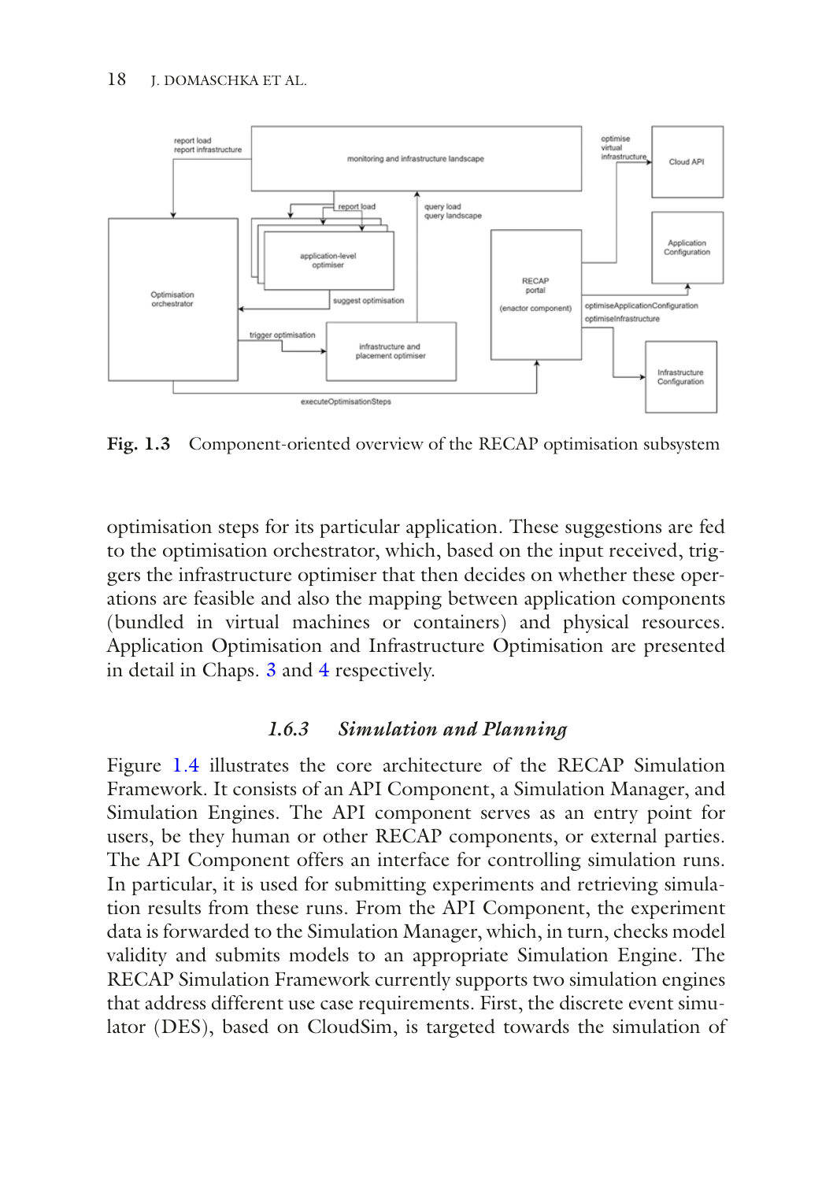Fig. 1.3 Component-oriented overview of the RECAP optimisation subsystem

optimisation steps for its particular application. These suggestions are fed to the optimisation orchestrator, which, based on the input received, triggers the infrastructure optimiser that then decides on whether these operations are feasible and also the mapping between application components (bundled in virtual machines or containers) and physical resources. Application Optimisation and Infrastructure Optimisation are presented in detail in Chaps. 3 and 4 respectively.

### 1.6.3 Simulation and Planning

Figure 1.4 illustrates the core architecture of the RECAP Simulation Framework. It consists of an API Component, a Simulation Manager, and Simulation Engines. The API component serves as an entry point for users, be they human or other RECAP components, or external parties. The API Component offers an interface for controlling simulation runs. In particular, it is used for submitting experiments and retrieving simulation results from these runs. From the API Component, the experiment data is forwarded to the Simulation Manager, which, in turn, checks model validity and submits models to an appropriate Simulation Engine. The RECAP Simulation Framework currently supports two simulation engines that address different use case requirements. First, the discrete event simulator (DES), based on CloudSim, is targeted towards the simulation of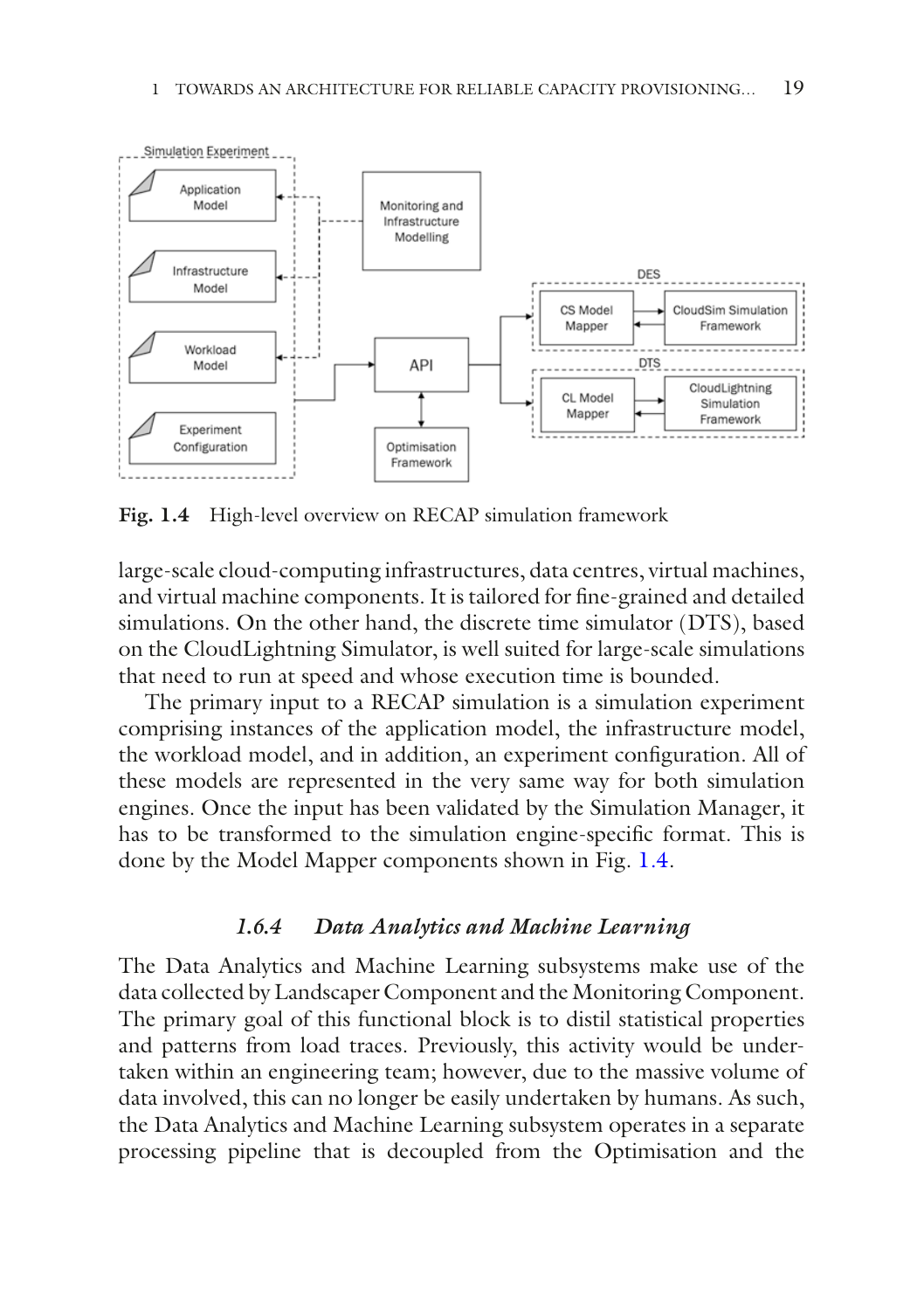Fig. 1.4 High-level overview on RECAP simulation framework

large-scale cloud-computing infrastructures, data centres, virtual machines, and virtual machine components. It is tailored for fine-grained and detailed simulations. On the other hand, the discrete time simulator (DTS), based on the CloudLightning Simulator, is well suited for large-scale simulations that need to run at speed and whose execution time is bounded.

The primary input to a RECAP simulation is a simulation experiment comprising instances of the application model, the infrastructure model, the workload model, and in addition, an experiment configuration. All of these models are represented in the very same way for both simulation engines. Once the input has been validated by the Simulation Manager, it has to be transformed to the simulation engine-specific format. This is done by the Model Mapper components shown in Fig. 1.4.

### *1.6.4 Data Analytics and Machine Learning*

The Data Analytics and Machine Learning subsystems make use of the data collected by Landscaper Component and the Monitoring Component. The primary goal of this functional block is to distil statistical properties and patterns from load traces. Previously, this activity would be undertaken within an engineering team; however, due to the massive volume of data involved, this can no longer be easily undertaken by humans. As such, the Data Analytics and Machine Learning subsystem operates in a separate processing pipeline that is decoupled from the Optimisation and the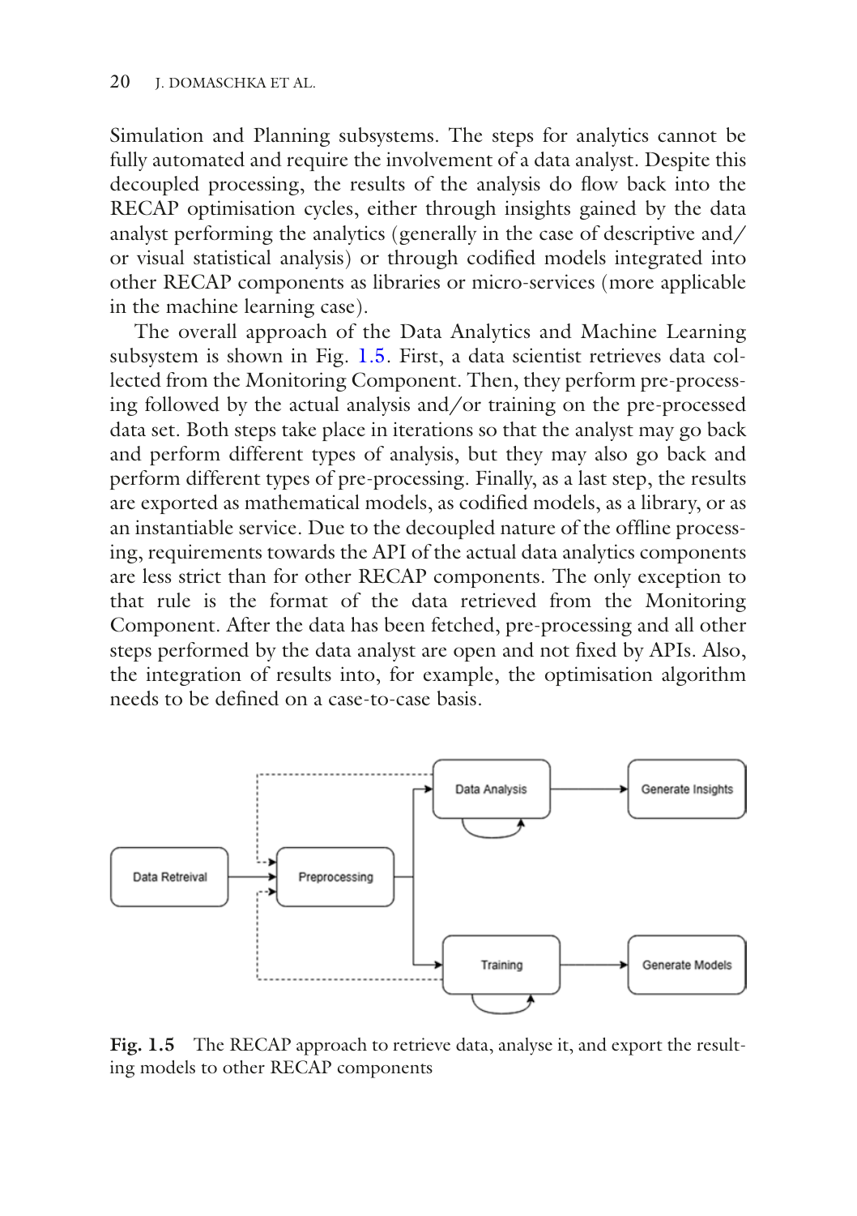Simulation and Planning subsystems. The steps for analytics cannot be fully automated and require the involvement of a data analyst. Despite this decoupled processing, the results of the analysis do flow back into the RECAP optimisation cycles, either through insights gained by the data analyst performing the analytics (generally in the case of descriptive and/or visual statistical analysis) or through codified models integrated into other RECAP components as libraries or micro-services (more applicable in the machine learning case).

The overall approach of the Data Analytics and Machine Learning subsystem is shown in Fig. 1.5. First, a data scientist retrieves data collected from the Monitoring Component. Then, they perform pre-processing followed by the actual analysis and/or training on the pre-processed data set. Both steps take place in iterations so that the analyst may go back and perform different types of analysis, but they may also go back and perform different types of pre-processing. Finally, as a last step, the results are exported as mathematical models, as codified models, as a library, or as an instantiable service. Due to the decoupled nature of the offline processing, requirements towards the API of the actual data analytics components are less strict than for other RECAP components. The only exception to that rule is the format of the data retrieved from the Monitoring Component. After the data has been fetched, pre-processing and all other steps performed by the data analyst are open and not fixed by APIs. Also, the integration of results into, for example, the optimisation algorithm needs to be defined on a case-to-case basis.

**Fig. 1.5** The RECAP approach to retrieve data, analyse it, and export the resulting models to other RECAP components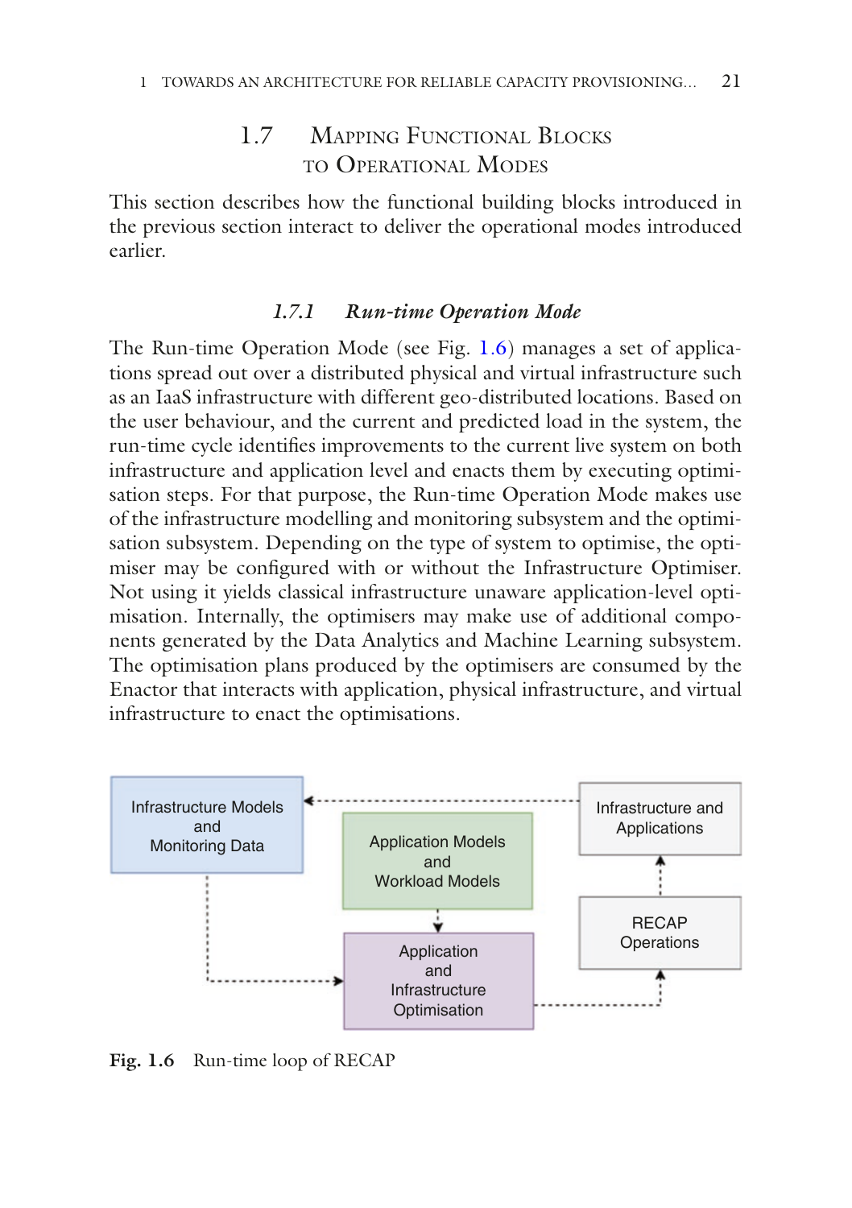## 1.7 Mapping Functional Blocks to Operational Modes

This section describes how the functional building blocks introduced in the previous section interact to deliver the operational modes introduced earlier.

### 1.7.1 *Run-time Operation Mode*

The Run-time Operation Mode (see Fig. 1.6) manages a set of applications spread out over a distributed physical and virtual infrastructure such as an IaaS infrastructure with different geo-distributed locations. Based on the user behaviour, and the current and predicted load in the system, the run-time cycle identifies improvements to the current live system on both infrastructure and application level and enacts them by executing optimisation steps. For that purpose, the Run-time Operation Mode makes use of the infrastructure modelling and monitoring subsystem and the optimisation subsystem. Depending on the type of system to optimise, the optimiser may be configured with or without the Infrastructure Optimiser. Not using it yields classical infrastructure unaware application-level optimisation. Internally, the optimisers may make use of additional components generated by the Data Analytics and Machine Learning subsystem. The optimisation plans produced by the optimisers are consumed by the Enactor that interacts with application, physical infrastructure, and virtual infrastructure to enact the optimisations.

**Fig. 1.6** Run-time loop of RECAP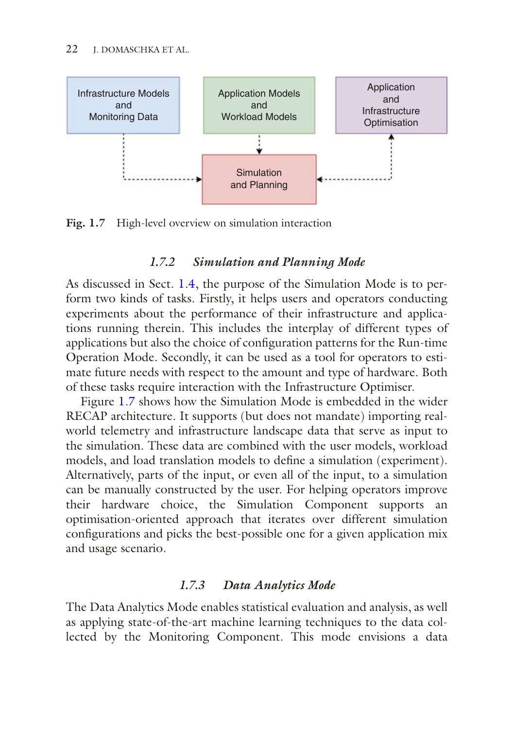Fig. 1.7 High-level overview on simulation interaction

### 1.7.2 *Simulation and Planning Mode*

As discussed in Sect. 1.4, the purpose of the Simulation Mode is to perform two kinds of tasks. Firstly, it helps users and operators conducting experiments about the performance of their infrastructure and applications running therein. This includes the interplay of different types of applications but also the choice of configuration patterns for the Run-time Operation Mode. Secondly, it can be used as a tool for operators to estimate future needs with respect to the amount and type of hardware. Both of these tasks require interaction with the Infrastructure Optimiser.

Figure 1.7 shows how the Simulation Mode is embedded in the wider RECAP architecture. It supports (but does not mandate) importing real-world telemetry and infrastructure landscape data that serve as input to the simulation. These data are combined with the user models, workload models, and load translation models to define a simulation (experiment). Alternatively, parts of the input, or even all of the input, to a simulation can be manually constructed by the user. For helping operators improve their hardware choice, the Simulation Component supports an optimisation-oriented approach that iterates over different simulation configurations and picks the best-possible one for a given application mix and usage scenario.

### 1.7.3 *Data Analytics Mode*

The Data Analytics Mode enables statistical evaluation and analysis, as well as applying state-of-the-art machine learning techniques to the data collected by the Monitoring Component. This mode envisions a data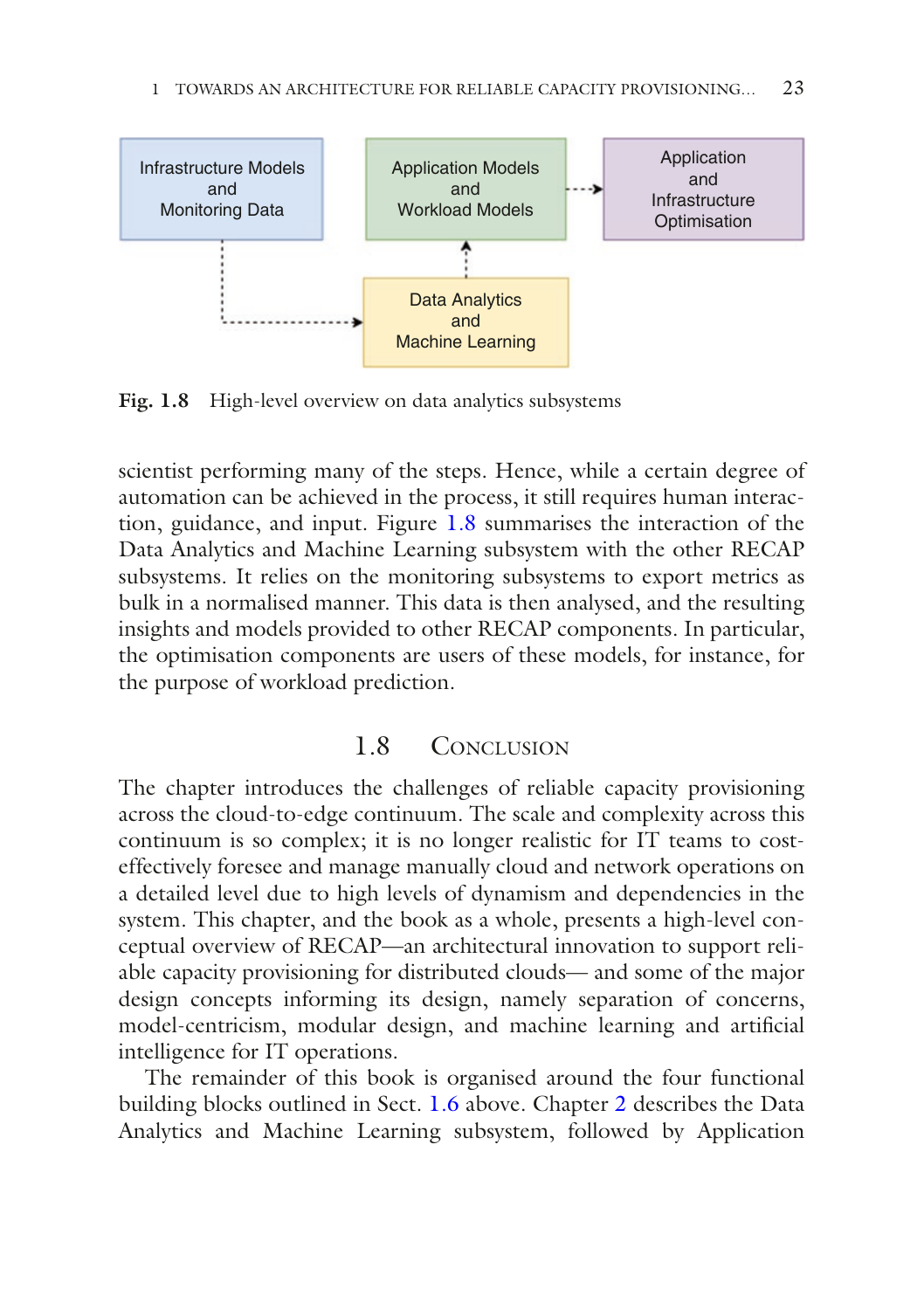Fig. 1.8 High-level overview on data analytics subsystems

scientist performing many of the steps. Hence, while a certain degree of automation can be achieved in the process, it still requires human interaction, guidance, and input. Figure 1.8 summarises the interaction of the Data Analytics and Machine Learning subsystem with the other RECAP subsystems. It relies on the monitoring subsystems to export metrics as bulk in a normalised manner. This data is then analysed, and the resulting insights and models provided to other RECAP components. In particular, the optimisation components are users of these models, for instance, for the purpose of workload prediction.

## 1.8 Conclusion

The chapter introduces the challenges of reliable capacity provisioning across the cloud-to-edge continuum. The scale and complexity across this continuum is so complex; it is no longer realistic for IT teams to cost-effectively foresee and manage manually cloud and network operations on a detailed level due to high levels of dynamism and dependencies in the system. This chapter, and the book as a whole, presents a high-level conceptual overview of RECAP—an architectural innovation to support reliable capacity provisioning for distributed clouds— and some of the major design concepts informing its design, namely separation of concerns, model-centricism, modular design, and machine learning and artificial intelligence for IT operations.

The remainder of this book is organised around the four functional building blocks outlined in Sect. 1.6 above. Chapter 2 describes the Data Analytics and Machine Learning subsystem, followed by Application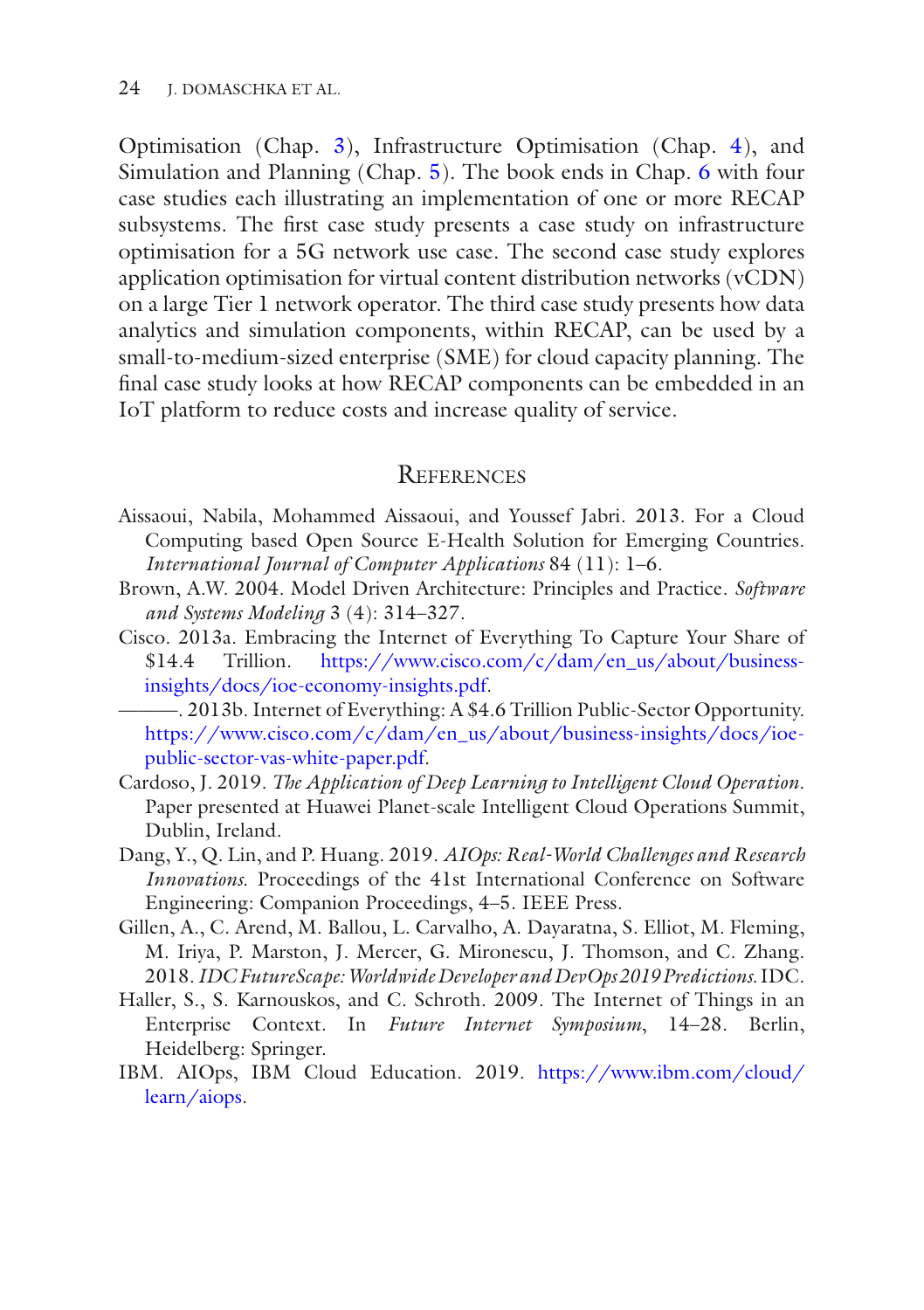Optimisation (Chap. 3), Infrastructure Optimisation (Chap. 4), and Simulation and Planning (Chap. 5). The book ends in Chap. 6 with four case studies each illustrating an implementation of one or more RECAP subsystems. The first case study presents a case study on infrastructure optimisation for a 5G network use case. The second case study explores application optimisation for virtual content distribution networks (vCDN) on a large Tier 1 network operator. The third case study presents how data analytics and simulation components, within RECAP, can be used by a small-to-medium-sized enterprise (SME) for cloud capacity planning. The final case study looks at how RECAP components can be embedded in an IoT platform to reduce costs and increase quality of service.

## References

Aissaoui, Nabila, Mohammed Aissaoui, and Youssef Jabri. 2013. For a Cloud Computing based Open Source E-Health Solution for Emerging Countries. *International Journal of Computer Applications* 84 (11): 1–6.

Brown, A.W. 2004. Model Driven Architecture: Principles and Practice. *Software and Systems Modeling* 3 (4): 314–327.

Cisco. 2013a. Embracing the Internet of Everything To Capture Your Share of $14.4 Trillion. https://www.cisco.com/c/dam/en_us/about/business-insights/docs/ioe-economy-insights.pdf.

———. 2013b. Internet of Everything: A $4.6 Trillion Public-Sector Opportunity. https://www.cisco.com/c/dam/en_us/about/business-insights/docs/ioe-public-sector-vas-white-paper.pdf.

Cardoso, J. 2019. *The Application of Deep Learning to Intelligent Cloud Operation*. Paper presented at Huawei Planet-scale Intelligent Cloud Operations Summit, Dublin, Ireland.

Dang, Y., Q. Lin, and P. Huang. 2019. *AIOps: Real-World Challenges and Research Innovations*. Proceedings of the 41st International Conference on Software Engineering: Companion Proceedings, 4–5. IEEE Press.

Gillen, A., C. Arend, M. Ballou, L. Carvalho, A. Dayaratna, S. Elliot, M. Fleming, M. Iriya, P. Marston, J. Mercer, G. Mironescu, J. Thomson, and C. Zhang. 2018. *IDC FutureScape: Worldwide Developer and DevOps 2019 Predictions*. IDC.

Haller, S., S. Karnouskos, and C. Schroth. 2009. The Internet of Things in an Enterprise Context. In *Future Internet Symposium*, 14–28. Berlin, Heidelberg: Springer.

IBM. AIOps, IBM Cloud Education. 2019. https://www.ibm.com/cloud/learn/aiops.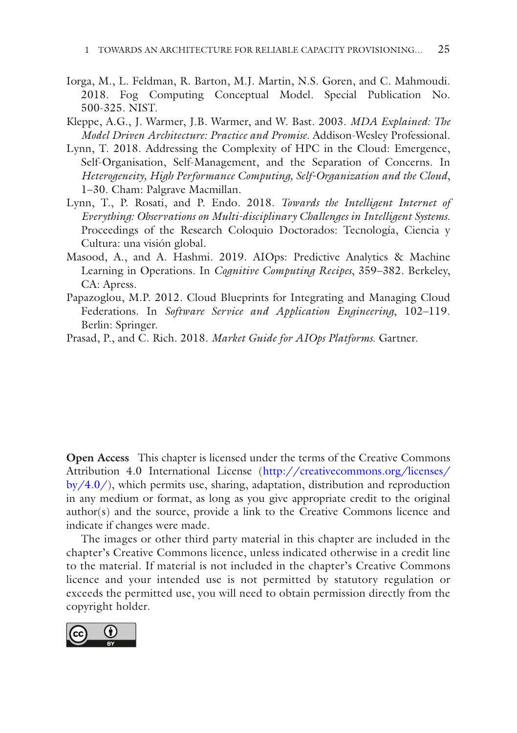Iorga, M., L. Feldman, R. Barton, M.J. Martin, N.S. Goren, and C. Mahmoudi. 2018. Fog Computing Conceptual Model. Special Publication No. 500-325. NIST.

Kleppe, A.G., J. Warmer, J.B. Warmer, and W. Bast. 2003. *MDA Explained: The Model Driven Architecture: Practice and Promise*. Addison-Wesley Professional.

Lynn, T. 2018. Addressing the Complexity of HPC in the Cloud: Emergence, Self-Organisation, Self-Management, and the Separation of Concerns. In *Heterogeneity, High Performance Computing, Self-Organization and the Cloud*, 1–30. Cham: Palgrave Macmillan.

Lynn, T., P. Rosati, and P. Endo. 2018. *Towards the Intelligent Internet of Everything: Observations on Multi-disciplinary Challenges in Intelligent Systems.* Proceedings of the Research Coloquio Doctorados: Tecnología, Ciencia y Cultura: una visión global.

Masood, A., and A. Hashmi. 2019. AIOps: Predictive Analytics & Machine Learning in Operations. In *Cognitive Computing Recipes*, 359–382. Berkeley, CA: Apress.

Papazoglou, M.P. 2012. Cloud Blueprints for Integrating and Managing Cloud Federations. In *Software Service and Application Engineering*, 102–119. Berlin: Springer.

Prasad, P., and C. Rich. 2018. *Market Guide for AIOps Platforms.* Gartner.

**Open Access** This chapter is licensed under the terms of the Creative Commons Attribution 4.0 International License (http://creativecommons.org/licenses/by/4.0/), which permits use, sharing, adaptation, distribution and reproduction in any medium or format, as long as you give appropriate credit to the original author(s) and the source, provide a link to the Creative Commons licence and indicate if changes were made.

The images or other third party material in this chapter are included in the chapter's Creative Commons licence, unless indicated otherwise in a credit line to the material. If material is not included in the chapter's Creative Commons licence and your intended use is not permitted by statutory regulation or exceeds the permitted use, you will need to obtain permission directly from the copyright holder.